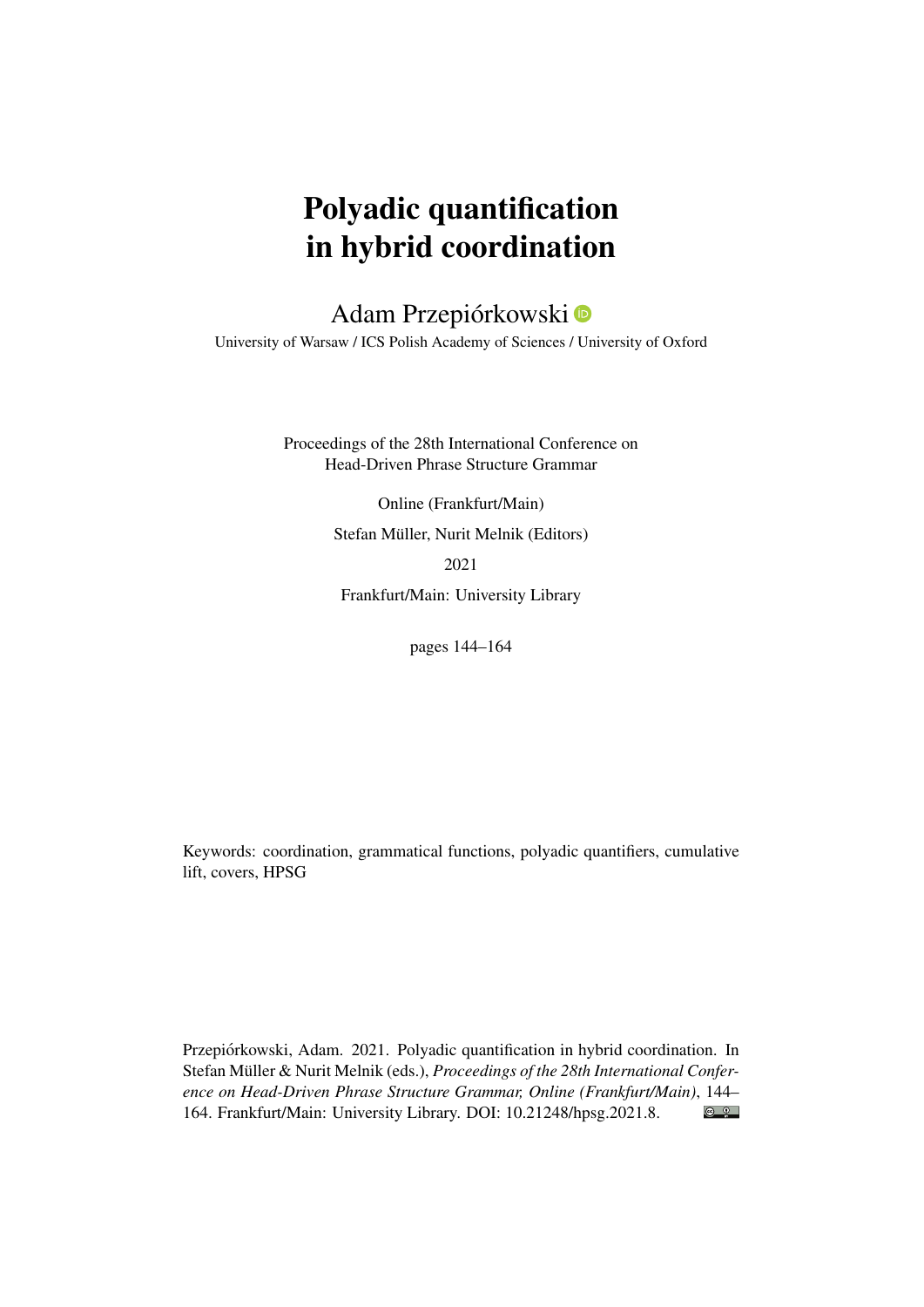# Polyadic quantification in hybrid coordination

Adam Przepiórkowski

University of Warsaw / ICS Polish Academy of Sciences / University of Oxford

Proceedings of the 28th International Conference on Head-Driven Phrase Structure Grammar

Online (Frankfurt/Main)

Stefan Müller, Nurit Melnik (Editors)

2021

Frankfurt/Main: University Library

pages 144–164

Keywords: coordination, grammatical functions, polyadic quantifiers, cumulative lift, covers, HPSG

Przepiórkowski, Adam. 2021. Polyadic quantification in hybrid coordination. In Stefan Müller & Nurit Melnik (eds.), *Proceedings of the 28th International Conference on Head-Driven Phrase Structure Grammar, Online (Frankfurt/Main)*, 144–164. Frankfurt/Main: University Library. DOI: 10.21248/hpsg.2021.8.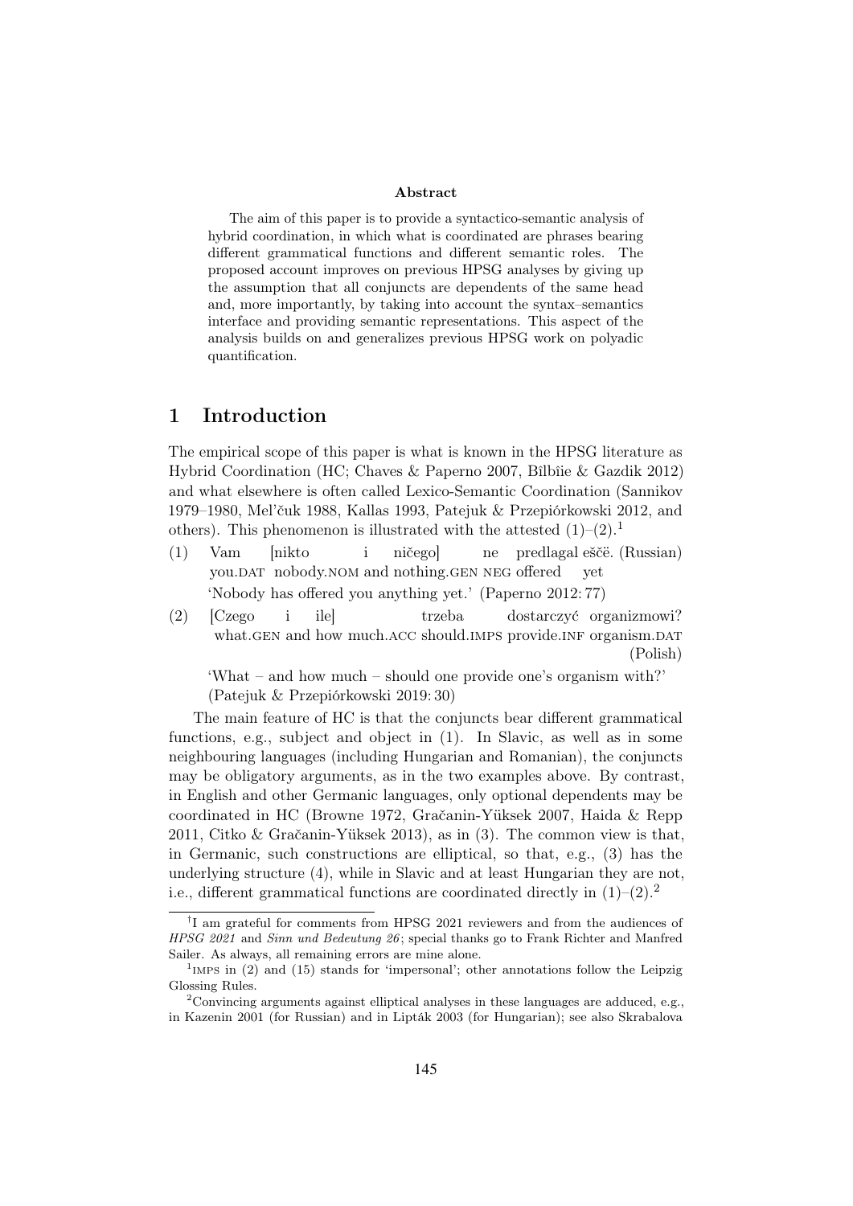**Abstract**

The aim of this paper is to provide a syntactico-semantic analysis of hybrid coordination, in which what is coordinated are phrases bearing different grammatical functions and different semantic roles. The proposed account improves on previous HPSG analyses by giving up the assumption that all conjuncts are dependents of the same head and, more importantly, by taking into account the syntax–semantics interface and providing semantic representations. This aspect of the analysis builds on and generalizes previous HPSG work on polyadic quantification.

# 1 Introduction

The empirical scope of this paper is what is known in the HPSG literature as Hybrid Coordination (HC; Chaves & Paperno 2007, Bîlbîie & Gazdik 2012) and what elsewhere is often called Lexico-Semantic Coordination (Sannikov 1979–1980, Mel'čuk 1988, Kallas 1993, Patejuk & Przepiórkowski 2012, and others). This phenomenon is illustrated with the attested (1)–(2).[1]

(1) Vam [nikto i ničego] ne predlagal eščë. (Russian)
 you.DAT nobody.NOM and nothing.GEN NEG offered yet
 'Nobody has offered you anything yet.' (Paperno 2012: 77)

(2) [Czego i ile] trzeba dostarczyć organizmowi?
 what.GEN and how much.ACC should.IMPS provide.INF organism.DAT
 (Polish)
 'What – and how much – should one provide one's organism with?'
 (Patejuk & Przepiórkowski 2019: 30)

The main feature of HC is that the conjuncts bear different grammatical functions, e.g., subject and object in (1). In Slavic, as well as in some neighbouring languages (including Hungarian and Romanian), the conjuncts may be obligatory arguments, as in the two examples above. By contrast, in English and other Germanic languages, only optional dependents may be coordinated in HC (Browne 1972, Gračanin-Yüksek 2007, Haida & Repp 2011, Citko & Gračanin-Yüksek 2013), as in (3). The common view is that, in Germanic, such constructions are elliptical, so that, e.g., (3) has the underlying structure (4), while in Slavic and at least Hungarian they are not, i.e., different grammatical functions are coordinated directly in (1)–(2).[2]

---

[†] I am grateful for comments from HPSG 2021 reviewers and from the audiences of *HPSG 2021* and *Sinn und Bedeutung 26*; special thanks go to Frank Richter and Manfred Sailer. As always, all remaining errors are mine alone.

[1] IMPS in (2) and (15) stands for 'impersonal'; other annotations follow the Leipzig Glossing Rules.

[2] Convincing arguments against elliptical analyses in these languages are adduced, e.g., in Kazenin 2001 (for Russian) and in Lipták 2003 (for Hungarian); see also Skrabalova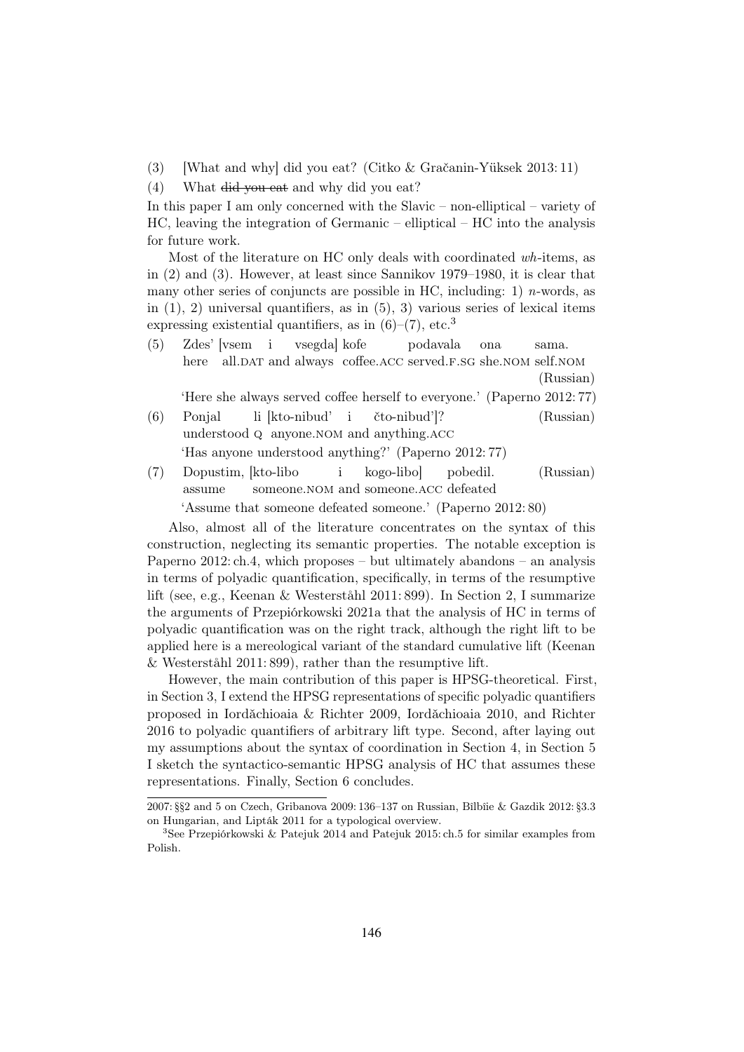(3) [What and why] did you eat? (Citko & Gračanin-Yüksek 2013: 11)

(4) What ~~did you eat~~ and why did you eat?

In this paper I am only concerned with the Slavic – non-elliptical – variety of HC, leaving the integration of Germanic – elliptical – HC into the analysis for future work.

Most of the literature on HC only deals with coordinated *wh*-items, as in (2) and (3). However, at least since Sannikov 1979–1980, it is clear that many other series of conjuncts are possible in HC, including: 1) *n*-words, as in (1), 2) universal quantifiers, as in (5), 3) various series of lexical items expressing existential quantifiers, as in (6)–(7), etc.[3]

(5) Zdes' [vsem i vsegda] kofe podavala ona sama.
here all.DAT and always coffee.ACC served.F.SG she.NOM self.NOM (Russian)
'Here she always served coffee herself to everyone.' (Paperno 2012: 77)

(6) Ponjal li [kto-nibud' i čto-nibud']? (Russian)
understood Q anyone.NOM and anything.ACC
'Has anyone understood anything?' (Paperno 2012: 77)

(7) Dopustim, [kto-libo i kogo-libo] pobedil. (Russian)
assume someone.NOM and someone.ACC defeated
'Assume that someone defeated someone.' (Paperno 2012: 80)

Also, almost all of the literature concentrates on the syntax of this construction, neglecting its semantic properties. The notable exception is Paperno 2012: ch.4, which proposes – but ultimately abandons – an analysis in terms of polyadic quantification, specifically, in terms of the resumptive lift (see, e.g., Keenan & Westerståhl 2011: 899). In Section 2, I summarize the arguments of Przepiórkowski 2021a that the analysis of HC in terms of polyadic quantification was on the right track, although the right lift to be applied here is a mereological variant of the standard cumulative lift (Keenan & Westerståhl 2011: 899), rather than the resumptive lift.

However, the main contribution of this paper is HPSG-theoretical. First, in Section 3, I extend the HPSG representations of specific polyadic quantifiers proposed in Iordăchioaia & Richter 2009, Iordăchioaia 2010, and Richter 2016 to polyadic quantifiers of arbitrary lift type. Second, after laying out my assumptions about the syntax of coordination in Section 4, in Section 5 I sketch the syntactico-semantic HPSG analysis of HC that assumes these representations. Finally, Section 6 concludes.

---

2007: §§2 and 5 on Czech, Gribanova 2009: 136–137 on Russian, Bîlbîie & Gazdik 2012: §3.3 on Hungarian, and Lipták 2011 for a typological overview.

[3]See Przepiórkowski & Patejuk 2014 and Patejuk 2015: ch.5 for similar examples from Polish.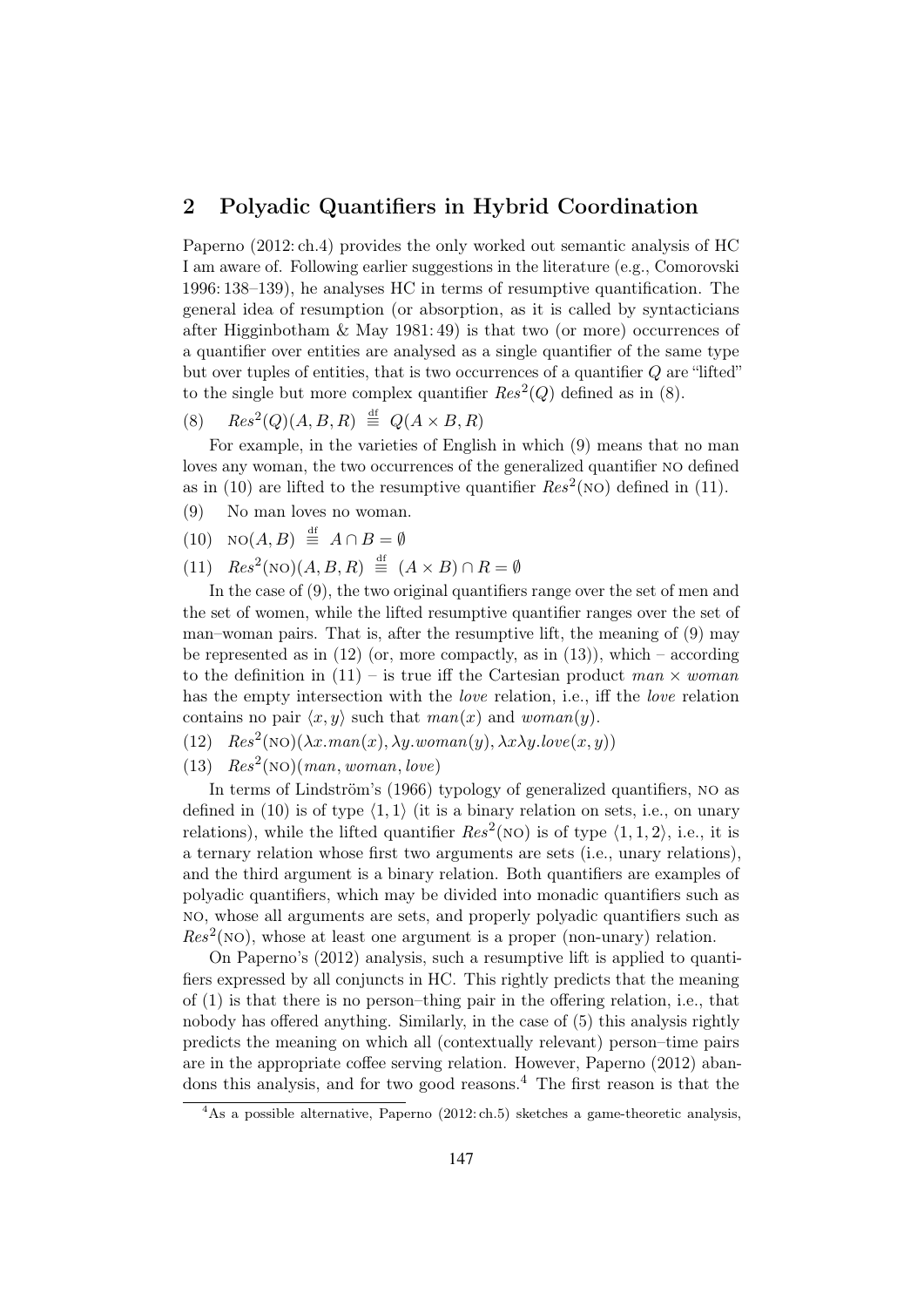## 2 Polyadic Quantifiers in Hybrid Coordination

Paperno (2012: ch.4) provides the only worked out semantic analysis of HC I am aware of. Following earlier suggestions in the literature (e.g., Comorovski 1996: 138–139), he analyses HC in terms of resumptive quantification. The general idea of resumption (or absorption, as it is called by syntacticians after Higginbotham & May 1981: 49) is that two (or more) occurrences of a quantifier over entities are analysed as a single quantifier of the same type but over tuples of entities, that is two occurrences of a quantifier $Q$ are "lifted" to the single but more complex quantifier $Res^2(Q)$ defined as in (8).

(8) $Res^2(Q)(A, B, R) \stackrel{\text{df}}{\equiv} Q(A \times B, R)$

For example, in the varieties of English in which (9) means that no man loves any woman, the two occurrences of the generalized quantifier NO defined as in (10) are lifted to the resumptive quantifier $Res^2(\textsc{no})$ defined in (11).

(9) No man loves no woman.

(10) $\textsc{no}(A, B) \stackrel{\text{df}}{\equiv} A \cap B = \emptyset$

(11) $Res^2(\textsc{no})(A, B, R) \stackrel{\text{df}}{\equiv} (A \times B) \cap R = \emptyset$

In the case of (9), the two original quantifiers range over the set of men and the set of women, while the lifted resumptive quantifier ranges over the set of man–woman pairs. That is, after the resumptive lift, the meaning of (9) may be represented as in (12) (or, more compactly, as in (13)), which – according to the definition in (11) – is true iff the Cartesian product $man \times woman$ has the empty intersection with the *love* relation, i.e., iff the *love* relation contains no pair $\langle x, y\rangle$ such that $man(x)$ and $woman(y)$.

(12) $Res^2(\textsc{no})(\lambda x.man(x), \lambda y.woman(y), \lambda x \lambda y.love(x, y))$

(13) $Res^2(\textsc{no})(man, woman, love)$

In terms of Lindström's (1966) typology of generalized quantifiers, NO as defined in (10) is of type $\langle 1, 1\rangle$ (it is a binary relation on sets, i.e., on unary relations), while the lifted quantifier $Res^2(\textsc{no})$ is of type $\langle 1, 1, 2\rangle$, i.e., it is a ternary relation whose first two arguments are sets (i.e., unary relations), and the third argument is a binary relation. Both quantifiers are examples of polyadic quantifiers, which may be divided into monadic quantifiers such as NO, whose all arguments are sets, and properly polyadic quantifiers such as $Res^2(\textsc{no})$, whose at least one argument is a proper (non-unary) relation.

On Paperno's (2012) analysis, such a resumptive lift is applied to quantifiers expressed by all conjuncts in HC. This rightly predicts that the meaning of (1) is that there is no person–thing pair in the offering relation, i.e., that nobody has offered anything. Similarly, in the case of (5) this analysis rightly predicts the meaning on which all (contextually relevant) person–time pairs are in the appropriate coffee serving relation. However, Paperno (2012) abandons this analysis, and for two good reasons.[4] The first reason is that the

[4] As a possible alternative, Paperno (2012: ch.5) sketches a game-theoretic analysis,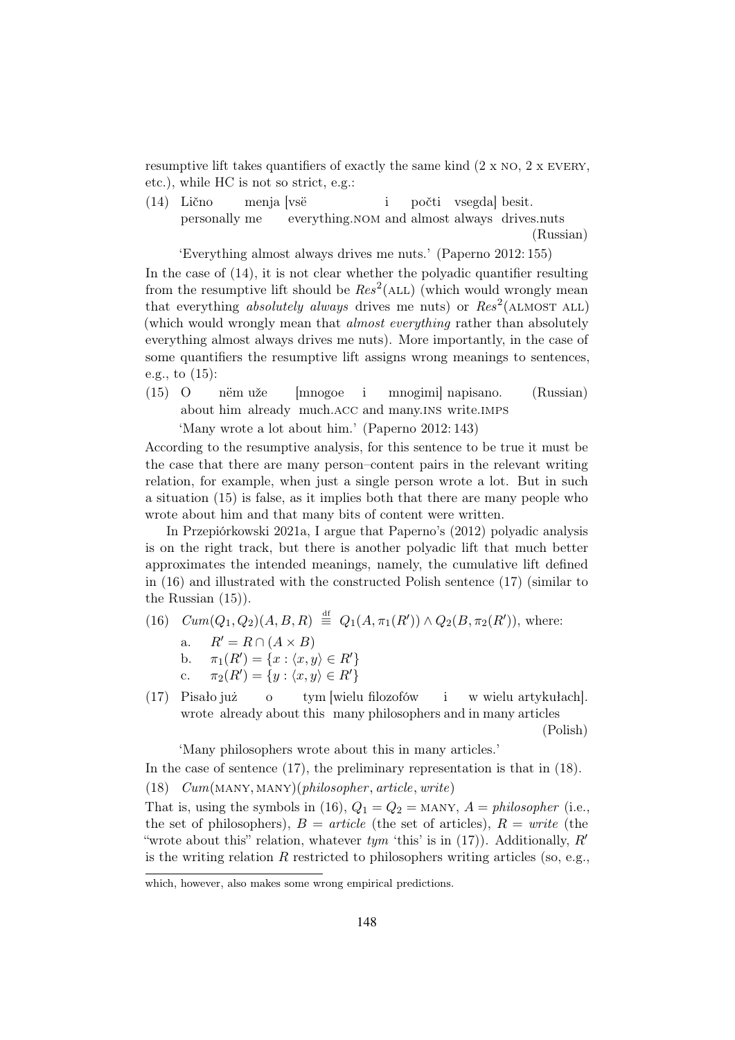resumptive lift takes quantifiers of exactly the same kind (2 x NO, 2 x EVERY, etc.), while HC is not so strict, e.g.:

(14) Lično menja [vsë i počti vsegda] besit.
personally me everything.NOM and almost always drives.nuts (Russian)

'Everything almost always drives me nuts.' (Paperno 2012: 155)

In the case of (14), it is not clear whether the polyadic quantifier resulting from the resumptive lift should be $Res^2$(ALL) (which would wrongly mean that everything *absolutely always* drives me nuts) or $Res^2$(ALMOST ALL) (which would wrongly mean that *almost everything* rather than absolutely everything almost always drives me nuts). More importantly, in the case of some quantifiers the resumptive lift assigns wrong meanings to sentences, e.g., to (15):

(15) O nëm uže [mnogoe i mnogimi] napisano. (Russian)
about him already much.ACC and many.INS write.IMPS

'Many wrote a lot about him.' (Paperno 2012: 143)

According to the resumptive analysis, for this sentence to be true it must be the case that there are many person–content pairs in the relevant writing relation, for example, when just a single person wrote a lot. But in such a situation (15) is false, as it implies both that there are many people who wrote about him and that many bits of content were written.

In Przepiórkowski 2021a, I argue that Paperno's (2012) polyadic analysis is on the right track, but there is another polyadic lift that much better approximates the intended meanings, namely, the cumulative lift defined in (16) and illustrated with the constructed Polish sentence (17) (similar to the Russian (15)).

(16) $Cum(Q_1, Q_2)(A, B, R) \overset{\text{df}}{\equiv} Q_1(A, \pi_1(R')) \wedge Q_2(B, \pi_2(R'))$, where:

a. $R' = R \cap (A \times B)$

b. $\pi_1(R') = \{x : \langle x, y \rangle \in R'\}$

c. $\pi_2(R') = \{y : \langle x, y \rangle \in R'\}$

(17) Pisało już o tym [wielu filozofów i w wielu artykułach].
wrote already about this many philosophers and in many articles (Polish)

'Many philosophers wrote about this in many articles.'

In the case of sentence (17), the preliminary representation is that in (18).

(18) $Cum$(MANY, MANY)(*philosopher*, *article*, *write*)

That is, using the symbols in (16), $Q_1 = Q_2 =$ MANY, $A =$ *philosopher* (i.e., the set of philosophers), $B =$ *article* (the set of articles), $R =$ *write* (the "wrote about this" relation, whatever *tym* 'this' is in (17)). Additionally, $R'$ is the writing relation $R$ restricted to philosophers writing articles (so, e.g.,

---

which, however, also makes some wrong empirical predictions.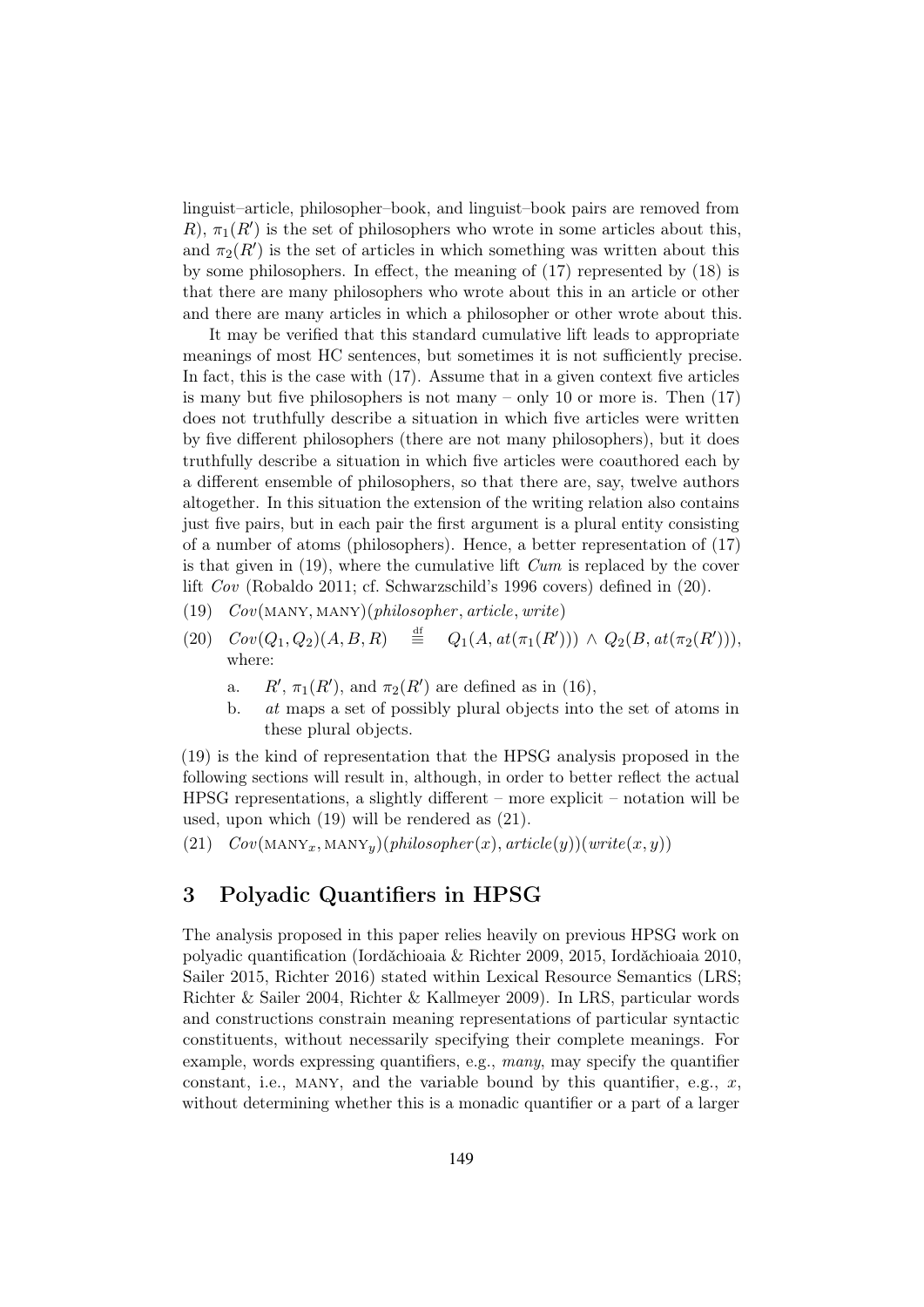linguist–article, philosopher–book, and linguist–book pairs are removed from $R$), $\pi_1(R')$ is the set of philosophers who wrote in some articles about this, and $\pi_2(R')$ is the set of articles in which something was written about this by some philosophers. In effect, the meaning of (17) represented by (18) is that there are many philosophers who wrote about this in an article or other and there are many articles in which a philosopher or other wrote about this.

It may be verified that this standard cumulative lift leads to appropriate meanings of most HC sentences, but sometimes it is not sufficiently precise. In fact, this is the case with (17). Assume that in a given context five articles is many but five philosophers is not many – only 10 or more is. Then (17) does not truthfully describe a situation in which five articles were written by five different philosophers (there are not many philosophers), but it does truthfully describe a situation in which five articles were coauthored each by a different ensemble of philosophers, so that there are, say, twelve authors altogether. In this situation the extension of the writing relation also contains just five pairs, but in each pair the first argument is a plural entity consisting of a number of atoms (philosophers). Hence, a better representation of (17) is that given in (19), where the cumulative lift *Cum* is replaced by the cover lift *Cov* (Robaldo 2011; cf. Schwarzschild's 1996 covers) defined in (20).

(19) $Cov(\textsc{many}, \textsc{many})(philosopher, article, write)$

(20) $Cov(Q_1, Q_2)(A, B, R) \overset{\text{df}}{\equiv} Q_1(A, at(\pi_1(R'))) \wedge Q_2(B, at(\pi_2(R')))$, where:

a. $R'$, $\pi_1(R')$, and $\pi_2(R')$ are defined as in (16),

b. *at* maps a set of possibly plural objects into the set of atoms in these plural objects.

(19) is the kind of representation that the HPSG analysis proposed in the following sections will result in, although, in order to better reflect the actual HPSG representations, a slightly different – more explicit – notation will be used, upon which (19) will be rendered as (21).

(21) $Cov(\textsc{many}_x, \textsc{many}_y)(philosopher(x), article(y))(write(x, y))$

## 3 Polyadic Quantifiers in HPSG

The analysis proposed in this paper relies heavily on previous HPSG work on polyadic quantification (Iordăchioaia & Richter 2009, 2015, Iordăchioaia 2010, Sailer 2015, Richter 2016) stated within Lexical Resource Semantics (LRS; Richter & Sailer 2004, Richter & Kallmeyer 2009). In LRS, particular words and constructions constrain meaning representations of particular syntactic constituents, without necessarily specifying their complete meanings. For example, words expressing quantifiers, e.g., *many*, may specify the quantifier constant, i.e., MANY, and the variable bound by this quantifier, e.g., $x$, without determining whether this is a monadic quantifier or a part of a larger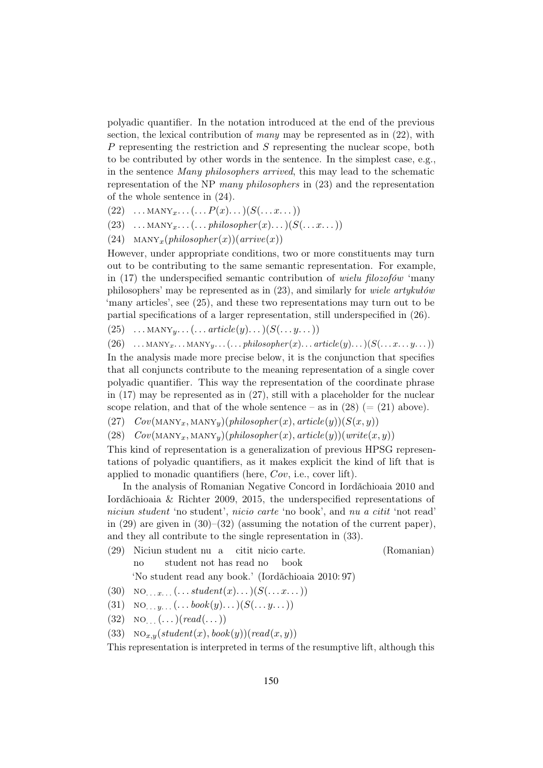polyadic quantifier. In the notation introduced at the end of the previous section, the lexical contribution of *many* may be represented as in (22), with $P$ representing the restriction and $S$ representing the nuclear scope, both to be contributed by other words in the sentence. In the simplest case, e.g., in the sentence *Many philosophers arrived*, this may lead to the schematic representation of the NP *many philosophers* in (23) and the representation of the whole sentence in (24).

(22) $\ldots \textsc{many}_x \ldots (\ldots P(x) \ldots)(S(\ldots x \ldots))$

(23) $\ldots \textsc{many}_x \ldots (\ldots \mathit{philosopher}(x) \ldots)(S(\ldots x \ldots))$

(24) $\textsc{many}_x(\mathit{philosopher}(x))(\mathit{arrive}(x))$

However, under appropriate conditions, two or more constituents may turn out to be contributing to the same semantic representation. For example, in (17) the underspecified semantic contribution of *wielu filozofów* 'many philosophers' may be represented as in (23), and similarly for *wiele artykułów* 'many articles', see (25), and these two representations may turn out to be partial specifications of a larger representation, still underspecified in (26).

(25) $\ldots \textsc{many}_y \ldots (\ldots \mathit{article}(y) \ldots)(S(\ldots y \ldots))$

(26) $\ldots \textsc{many}_x \ldots \textsc{many}_y \ldots (\ldots \mathit{philosopher}(x) \ldots \mathit{article}(y) \ldots)(S(\ldots x \ldots y \ldots))$

In the analysis made more precise below, it is the conjunction that specifies that all conjuncts contribute to the meaning representation of a single cover polyadic quantifier. This way the representation of the coordinate phrase in (17) may be represented as in (27), still with a placeholder for the nuclear scope relation, and that of the whole sentence – as in (28) (= (21) above).

(27) $\mathit{Cov}(\textsc{many}_x, \textsc{many}_y)(\mathit{philosopher}(x), \mathit{article}(y))(S(x, y))$

(28) $\mathit{Cov}(\textsc{many}_x, \textsc{many}_y)(\mathit{philosopher}(x), \mathit{article}(y))(\mathit{write}(x, y))$

This kind of representation is a generalization of previous HPSG representations of polyadic quantifiers, as it makes explicit the kind of lift that is applied to monadic quantifiers (here, $\mathit{Cov}$, i.e., cover lift).

In the analysis of Romanian Negative Concord in Iordăchioaia 2010 and Iordăchioaia & Richter 2009, 2015, the underspecified representations of *niciun student* 'no student', *nicio carte* 'no book', and *nu a citit* 'not read' in (29) are given in (30)–(32) (assuming the notation of the current paper), and they all contribute to the single representation in (33).

(29) Niciun student nu a citit nicio carte. (Romanian)
no student not has read no book
'No student read any book.' (Iordăchioaia 2010: 97)

(30) $\textsc{no}_{\ldots x \ldots}(\ldots \mathit{student}(x) \ldots)(S(\ldots x \ldots))$

(31) $\textsc{no}_{\ldots y \ldots}(\ldots \mathit{book}(y) \ldots)(S(\ldots y \ldots))$

(32) $\textsc{no}_{\ldots}(\ldots)(\mathit{read}(\ldots))$

(33) $\textsc{no}_{x,y}(\mathit{student}(x), \mathit{book}(y))(\mathit{read}(x, y))$

This representation is interpreted in terms of the resumptive lift, although this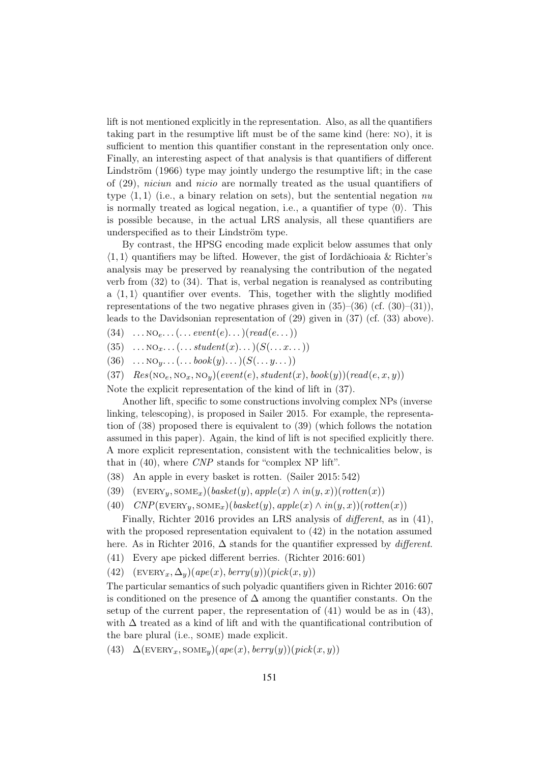lift is not mentioned explicitly in the representation. Also, as all the quantifiers taking part in the resumptive lift must be of the same kind (here: NO), it is sufficient to mention this quantifier constant in the representation only once. Finally, an interesting aspect of that analysis is that quantifiers of different Lindström (1966) type may jointly undergo the resumptive lift; in the case of (29), *niciun* and *nicio* are normally treated as the usual quantifiers of type $\langle 1,1\rangle$ (i.e., a binary relation on sets), but the sentential negation *nu* is normally treated as logical negation, i.e., a quantifier of type $\langle 0\rangle$. This is possible because, in the actual LRS analysis, all these quantifiers are underspecified as to their Lindström type.

By contrast, the HPSG encoding made explicit below assumes that only $\langle 1,1\rangle$ quantifiers may be lifted. However, the gist of Iordăchioaia & Richter's analysis may be preserved by reanalysing the contribution of the negated verb from (32) to (34). That is, verbal negation is reanalysed as contributing a $\langle 1,1\rangle$ quantifier over events. This, together with the slightly modified representations of the two negative phrases given in (35)–(36) (cf. (30)–(31)), leads to the Davidsonian representation of (29) given in (37) (cf. (33) above).

(34) $\ldots \text{NO}_e \ldots (\ldots \mathit{event}(e) \ldots)(\mathit{read}(e \ldots))$

(35) $\ldots \text{NO}_x \ldots (\ldots \mathit{student}(x) \ldots)(S(\ldots x \ldots))$

(36) $\ldots \text{NO}_y \ldots (\ldots \mathit{book}(y) \ldots)(S(\ldots y \ldots))$

(37) $\mathit{Res}(\text{NO}_e, \text{NO}_x, \text{NO}_y)(\mathit{event}(e), \mathit{student}(x), \mathit{book}(y))(\mathit{read}(e,x,y))$

Note the explicit representation of the kind of lift in (37).

Another lift, specific to some constructions involving complex NPs (inverse linking, telescoping), is proposed in Sailer 2015. For example, the representation of (38) proposed there is equivalent to (39) (which follows the notation assumed in this paper). Again, the kind of lift is not specified explicitly there. A more explicit representation, consistent with the technicalities below, is that in (40), where *CNP* stands for "complex NP lift".

(38) An apple in every basket is rotten. (Sailer 2015: 542)

(39) $(\text{EVERY}_y, \text{SOME}_x)(\mathit{basket}(y), \mathit{apple}(x) \wedge \mathit{in}(y,x))(\mathit{rotten}(x))$

(40) $\mathit{CNP}(\text{EVERY}_y, \text{SOME}_x)(\mathit{basket}(y), \mathit{apple}(x) \wedge \mathit{in}(y,x))(\mathit{rotten}(x))$

Finally, Richter 2016 provides an LRS analysis of *different*, as in (41), with the proposed representation equivalent to (42) in the notation assumed here. As in Richter 2016, $\Delta$ stands for the quantifier expressed by *different*.

(41) Every ape picked different berries. (Richter 2016: 601)

(42) $(\text{EVERY}_x, \Delta_y)(\mathit{ape}(x), \mathit{berry}(y))(\mathit{pick}(x,y))$

The particular semantics of such polyadic quantifiers given in Richter 2016: 607 is conditioned on the presence of $\Delta$ among the quantifier constants. On the setup of the current paper, the representation of (41) would be as in (43), with $\Delta$ treated as a kind of lift and with the quantificational contribution of the bare plural (i.e., SOME) made explicit.

(43) $\Delta(\text{EVERY}_x, \text{SOME}_y)(\mathit{ape}(x), \mathit{berry}(y))(\mathit{pick}(x,y))$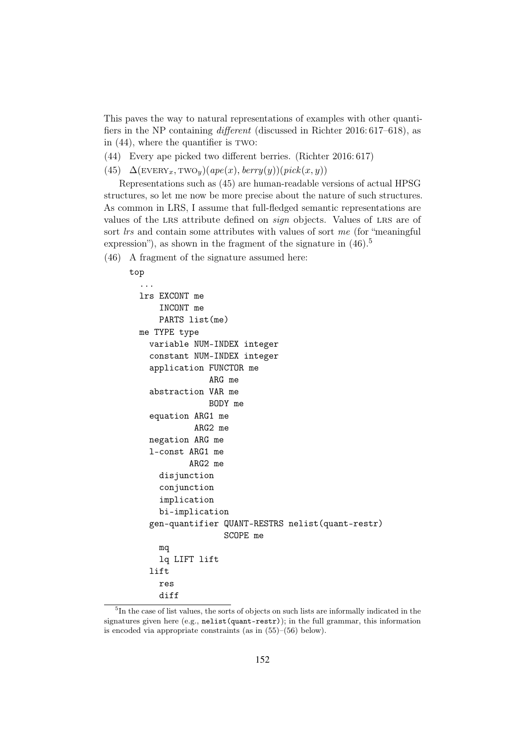This paves the way to natural representations of examples with other quantifiers in the NP containing *different* (discussed in Richter 2016: 617–618), as in (44), where the quantifier is TWO:

(44) Every ape picked two different berries. (Richter 2016: 617)

(45) $\Delta(\text{EVERY}_x, \text{TWO}_y)(\mathit{ape}(x), \mathit{berry}(y))(\mathit{pick}(x, y))$

Representations such as (45) are human-readable versions of actual HPSG structures, so let me now be more precise about the nature of such structures. As common in LRS, I assume that full-fledged semantic representations are values of the LRS attribute defined on *sign* objects. Values of LRS are of sort *lrs* and contain some attributes with values of sort *me* (for "meaningful expression"), as shown in the fragment of the signature in (46).[5]

(46) A fragment of the signature assumed here:

```
top
  ...
  lrs EXCONT me
      INCONT me
      PARTS list(me)
  me TYPE type
    variable NUM-INDEX integer
    constant NUM-INDEX integer
    application FUNCTOR me
                ARG me
    abstraction VAR me
                BODY me
    equation ARG1 me
             ARG2 me
    negation ARG me
    l-const ARG1 me
            ARG2 me
      disjunction
      conjunction
      implication
      bi-implication
    gen-quantifier QUANT-RESTRS nelist(quant-restr)
                   SCOPE me
      mq
      lq LIFT lift
    lift
      res
      diff
```

[5]In the case of list values, the sorts of objects on such lists are informally indicated in the signatures given here (e.g., nelist(quant-restr)); in the full grammar, this information is encoded via appropriate constraints (as in (55)–(56) below).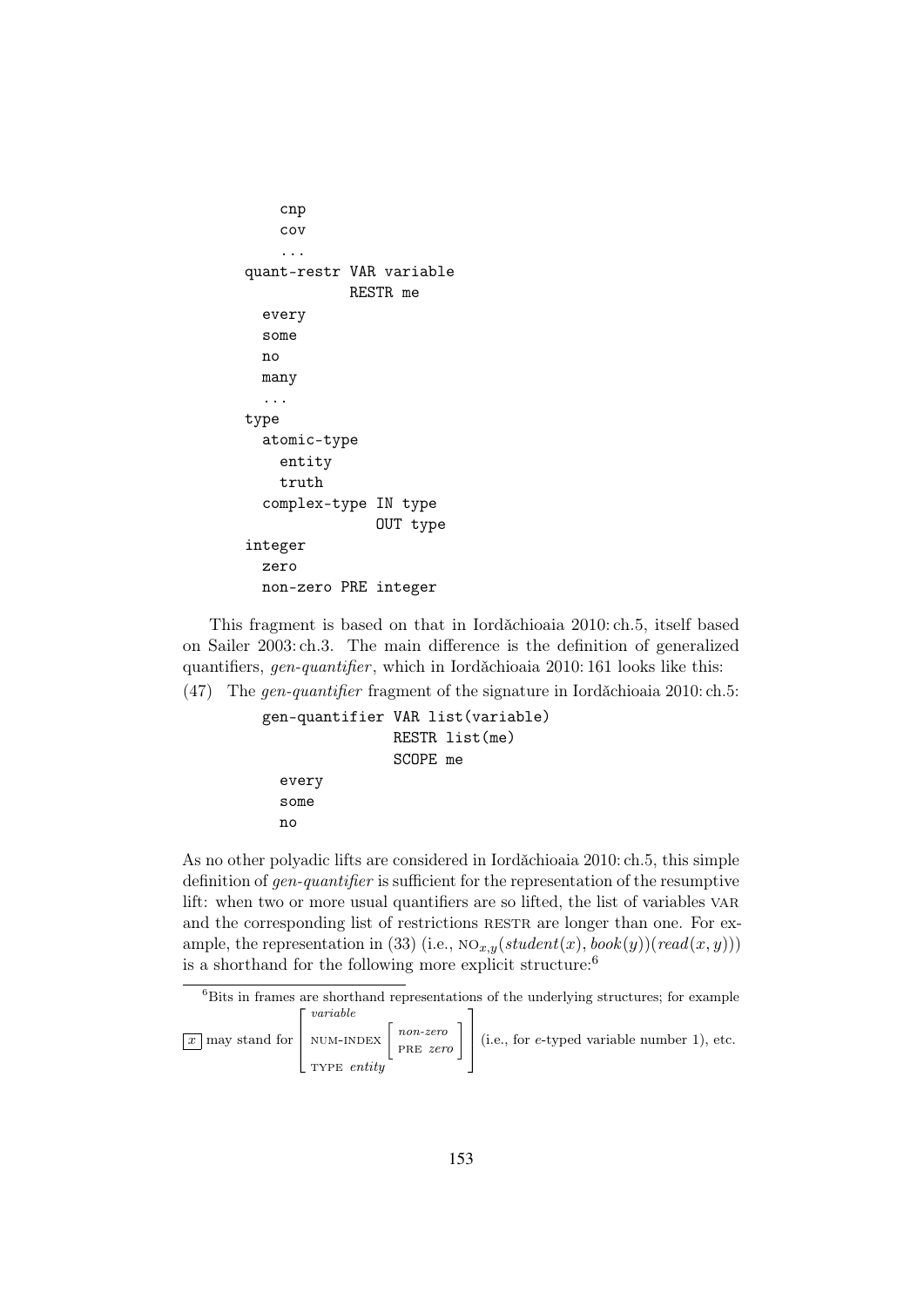```
      cnp
      cov
      ...
  quant-restr VAR variable
              RESTR me
    every
    some
    no
    many
    ...
  type
    atomic-type
      entity
      truth
    complex-type IN type
                 OUT type
  integer
    zero
    non-zero PRE integer
```

This fragment is based on that in Iordăchioaia 2010: ch.5, itself based on Sailer 2003: ch.3. The main difference is the definition of generalized quantifiers, *gen-quantifier*, which in Iordăchioaia 2010: 161 looks like this:

(47) The *gen-quantifier* fragment of the signature in Iordăchioaia 2010: ch.5:

```
gen-quantifier VAR list(variable)
               RESTR list(me)
               SCOPE me
  every
  some
  no
```

As no other polyadic lifts are considered in Iordăchioaia 2010: ch.5, this simple definition of *gen-quantifier* is sufficient for the representation of the resumptive lift: when two or more usual quantifiers are so lifted, the list of variables VAR and the corresponding list of restrictions RESTR are longer than one. For example, the representation in (33) (i.e., $\text{NO}_{x,y}(\textit{student}(x), \textit{book}(y))(\textit{read}(x, y))$) is a shorthand for the following more explicit structure:[6]

---

[6] Bits in frames are shorthand representations of the underlying structures; for example $\boxed{x}$ may stand for $\left[\begin{array}{l} \textit{variable} \\ \text{NUM-INDEX} \left[\begin{array}{l} \textit{non-zero} \\ \text{PRE } \textit{zero} \end{array}\right] \\ \text{TYPE } \textit{entity} \end{array}\right]$ (i.e., for $e$-typed variable number 1), etc.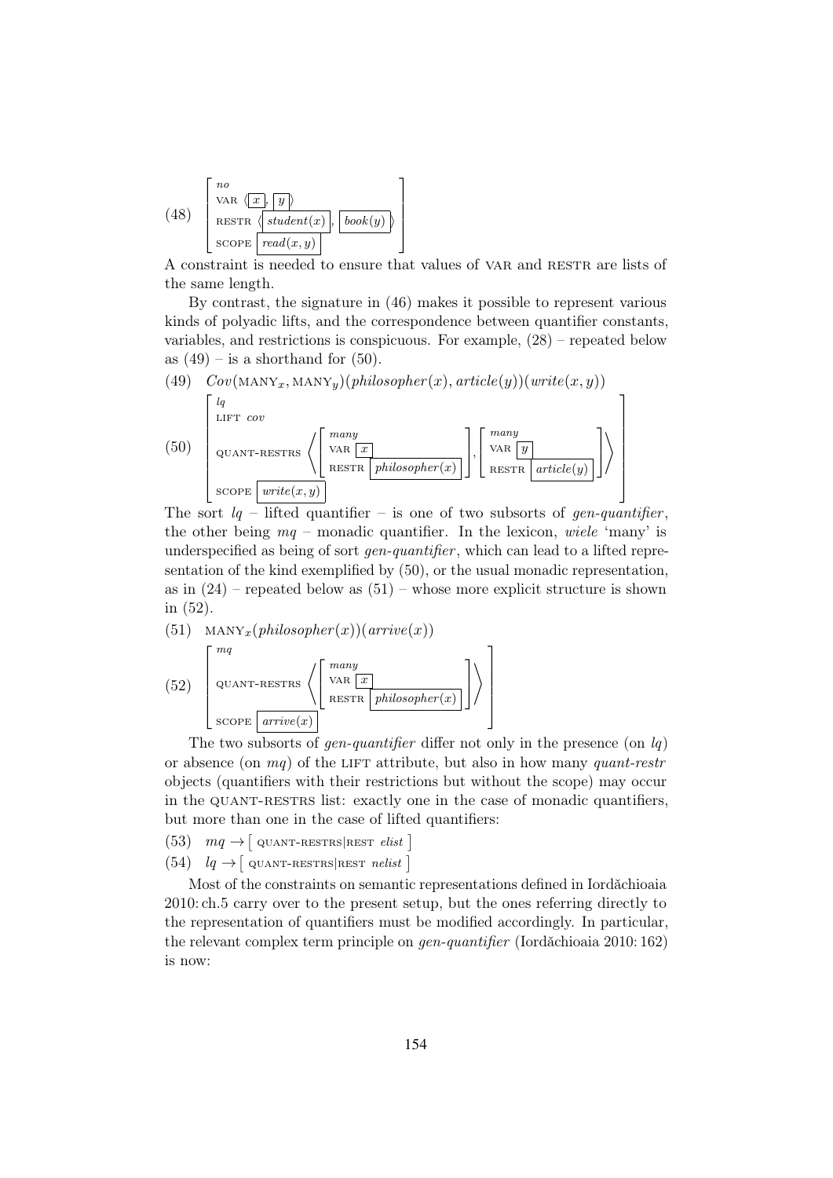(48) $\begin{bmatrix} \textit{no} \\ \text{VAR } \langle \boxed{x}, \boxed{y} \rangle \\ \text{RESTR } \langle \boxed{\textit{student}(x)}, \boxed{\textit{book}(y)} \rangle \\ \text{SCOPE } \boxed{\textit{read}(x,y)} \end{bmatrix}$

A constraint is needed to ensure that values of VAR and RESTR are lists of the same length.

By contrast, the signature in (46) makes it possible to represent various kinds of polyadic lifts, and the correspondence between quantifier constants, variables, and restrictions is conspicuous. For example, (28) – repeated below as (49) – is a shorthand for (50).

(49) $Cov(\text{MANY}_x, \text{MANY}_y)(\textit{philosopher}(x), \textit{article}(y))(\textit{write}(x,y))$

(50) $\begin{bmatrix} \textit{lq} \\ \text{LIFT } \textit{cov} \\ \text{QUANT-RESTRS } \left\langle \begin{bmatrix} \textit{many} \\ \text{VAR } \boxed{x} \\ \text{RESTR } \boxed{\textit{philosopher}(x)} \end{bmatrix}, \begin{bmatrix} \textit{many} \\ \text{VAR } \boxed{y} \\ \text{RESTR } \boxed{\textit{article}(y)} \end{bmatrix} \right\rangle \\ \text{SCOPE } \boxed{\textit{write}(x,y)} \end{bmatrix}$

The sort *lq* – lifted quantifier – is one of two subsorts of *gen-quantifier*, the other being *mq* – monadic quantifier. In the lexicon, *wiele* 'many' is underspecified as being of sort *gen-quantifier*, which can lead to a lifted representation of the kind exemplified by (50), or the usual monadic representation, as in (24) – repeated below as (51) – whose more explicit structure is shown in (52).

(51) $\text{MANY}_x(\textit{philosopher}(x))(\textit{arrive}(x))$

(52) $\begin{bmatrix} \textit{mq} \\ \text{QUANT-RESTRS } \left\langle \begin{bmatrix} \textit{many} \\ \text{VAR } \boxed{x} \\ \text{RESTR } \boxed{\textit{philosopher}(x)} \end{bmatrix} \right\rangle \\ \text{SCOPE } \boxed{\textit{arrive}(x)} \end{bmatrix}$

The two subsorts of *gen-quantifier* differ not only in the presence (on *lq*) or absence (on *mq*) of the LIFT attribute, but also in how many *quant-restr* objects (quantifiers with their restrictions but without the scope) may occur in the QUANT-RESTRS list: exactly one in the case of monadic quantifiers, but more than one in the case of lifted quantifiers:

(53) $\textit{mq} \rightarrow [\ \text{QUANT-RESTRS|REST } \textit{elist}\ ]$

(54) $\textit{lq} \rightarrow [\ \text{QUANT-RESTRS|REST } \textit{nelist}\ ]$

Most of the constraints on semantic representations defined in Iordăchioaia 2010: ch.5 carry over to the present setup, but the ones referring directly to the representation of quantifiers must be modified accordingly. In particular, the relevant complex term principle on *gen-quantifier* (Iordăchioaia 2010: 162) is now: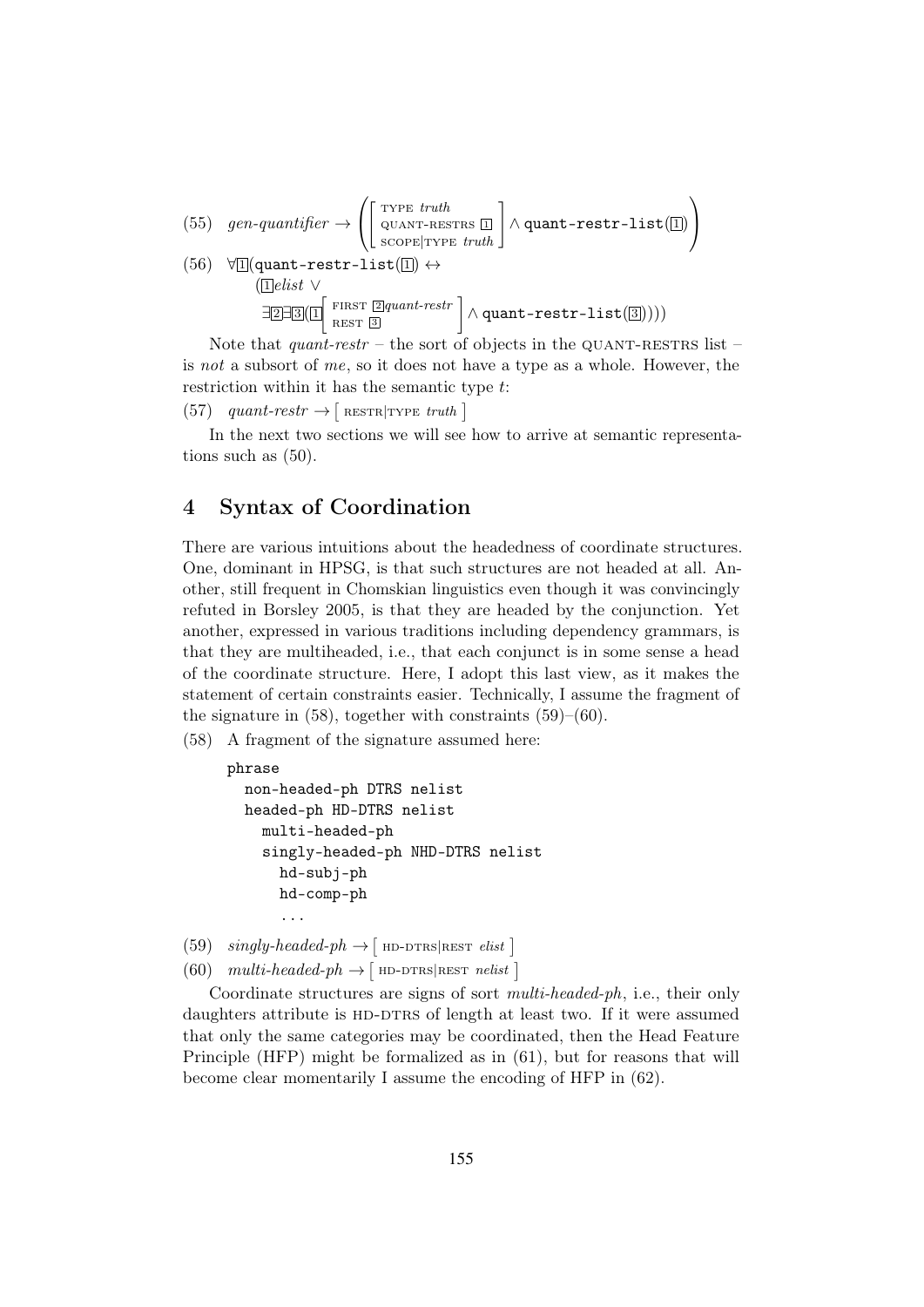(55) $\textit{gen-quantifier} \rightarrow \left( \begin{bmatrix} \text{TYPE } \textit{truth} \\ \text{QUANT-RESTRS } \boxed{1} \\ \text{SCOPE|TYPE } \textit{truth} \end{bmatrix} \wedge \texttt{quant-restr-list}(\boxed{1}) \right)$

(56) $\forall \boxed{1} (\texttt{quant-restr-list}(\boxed{1}) \leftrightarrow$
$(\boxed{1}\textit{elist} \vee$
$\exists \boxed{2} \exists \boxed{3} (\boxed{1} \begin{bmatrix} \text{FIRST } \boxed{2}\textit{quant-restr} \\ \text{REST } \boxed{3} \end{bmatrix} \wedge \texttt{quant-restr-list}(\boxed{3}))))$

Note that *quant-restr* – the sort of objects in the QUANT-RESTRS list – is *not* a subsort of *me*, so it does not have a type as a whole. However, the restriction within it has the semantic type $t$:

(57) $\textit{quant-restr} \rightarrow \left[ \text{RESTR|TYPE } \textit{truth} \right]$

In the next two sections we will see how to arrive at semantic representations such as (50).

## 4 Syntax of Coordination

There are various intuitions about the headedness of coordinate structures. One, dominant in HPSG, is that such structures are not headed at all. Another, still frequent in Chomskian linguistics even though it was convincingly refuted in Borsley 2005, is that they are headed by the conjunction. Yet another, expressed in various traditions including dependency grammars, is that they are multiheaded, i.e., that each conjunct is in some sense a head of the coordinate structure. Here, I adopt this last view, as it makes the statement of certain constraints easier. Technically, I assume the fragment of the signature in (58), together with constraints (59)–(60).

(58) A fragment of the signature assumed here:

```
phrase
  non-headed-ph DTRS nelist
  headed-ph HD-DTRS nelist
    multi-headed-ph
    singly-headed-ph NHD-DTRS nelist
      hd-subj-ph
      hd-comp-ph
      ...
```

(59) $\textit{singly-headed-ph} \rightarrow \left[ \text{HD-DTRS|REST } \textit{elist} \right]$

(60) $\textit{multi-headed-ph} \rightarrow \left[ \text{HD-DTRS|REST } \textit{nelist} \right]$

Coordinate structures are signs of sort *multi-headed-ph*, i.e., their only daughters attribute is HD-DTRS of length at least two. If it were assumed that only the same categories may be coordinated, then the Head Feature Principle (HFP) might be formalized as in (61), but for reasons that will become clear momentarily I assume the encoding of HFP in (62).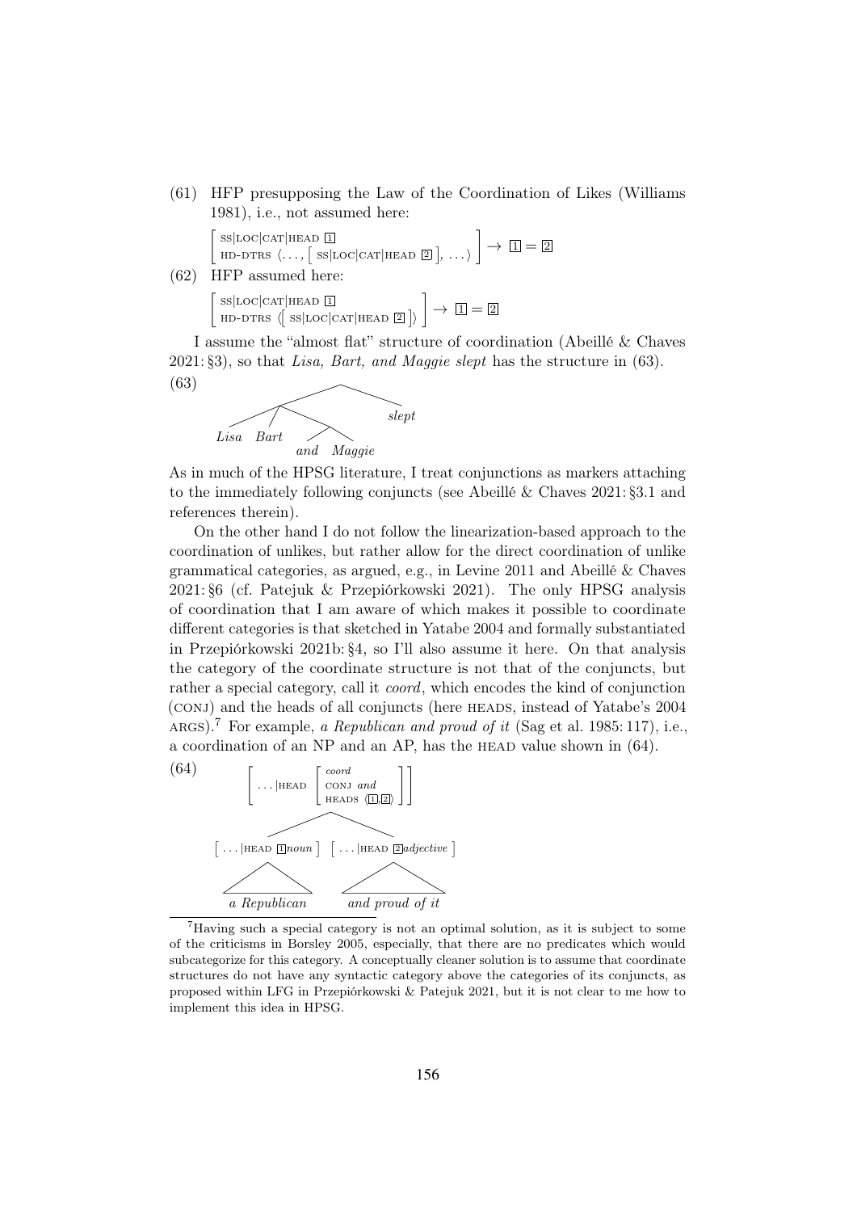(61) HFP presupposing the Law of the Coordination of Likes (Williams 1981), i.e., not assumed here:

$$\begin{bmatrix} \text{SS|LOC|CAT|HEAD } \boxed{1} \\ \text{HD-DTRS } \langle \ldots, \begin{bmatrix} \text{SS|LOC|CAT|HEAD } \boxed{2} \end{bmatrix}, \ldots \rangle \end{bmatrix} \rightarrow \boxed{1} = \boxed{2}$$

(62) HFP assumed here:

$$\begin{bmatrix} \text{SS|LOC|CAT|HEAD } \boxed{1} \\ \text{HD-DTRS } \langle \begin{bmatrix} \text{SS|LOC|CAT|HEAD } \boxed{2} \end{bmatrix} \rangle \end{bmatrix} \rightarrow \boxed{1} = \boxed{2}$$

I assume the "almost flat" structure of coordination (Abeillé & Chaves 2021: §3), so that *Lisa, Bart, and Maggie slept* has the structure in (63).

(63) [[*Lisa* *Bart* [*and* *Maggie*]] *slept*]

As in much of the HPSG literature, I treat conjunctions as markers attaching to the immediately following conjuncts (see Abeillé & Chaves 2021: §3.1 and references therein).

On the other hand I do not follow the linearization-based approach to the coordination of unlikes, but rather allow for the direct coordination of unlike grammatical categories, as argued, e.g., in Levine 2011 and Abeillé & Chaves 2021: §6 (cf. Patejuk & Przepiórkowski 2021). The only HPSG analysis of coordination that I am aware of which makes it possible to coordinate different categories is that sketched in Yatabe 2004 and formally substantiated in Przepiórkowski 2021b: §4, so I'll also assume it here. On that analysis the category of the coordinate structure is not that of the conjuncts, but rather a special category, call it *coord*, which encodes the kind of conjunction (CONJ) and the heads of all conjuncts (here HEADS, instead of Yatabe's 2004 ARGS).[7] For example, *a Republican and proud of it* (Sag et al. 1985: 117), i.e., a coordination of an NP and an AP, has the HEAD value shown in (64).

(64)

$$\begin{bmatrix} \ldots\text{|HEAD} \begin{bmatrix} \textit{coord} \\ \text{CONJ } \textit{and} \\ \text{HEADS } \langle \boxed{1}, \boxed{2} \rangle \end{bmatrix} \end{bmatrix}$$

$[\ldots\text{|HEAD } \boxed{1}\textit{noun}]$ (*a Republican*) $[\ldots\text{|HEAD } \boxed{2}\textit{adjective}]$ (*and proud of it*)

[7] Having such a special category is not an optimal solution, as it is subject to some of the criticisms in Borsley 2005, especially, that there are no predicates which would subcategorize for this category. A conceptually cleaner solution is to assume that coordinate structures do not have any syntactic category above the categories of its conjuncts, as proposed within LFG in Przepiórkowski & Patejuk 2021, but it is not clear to me how to implement this idea in HPSG.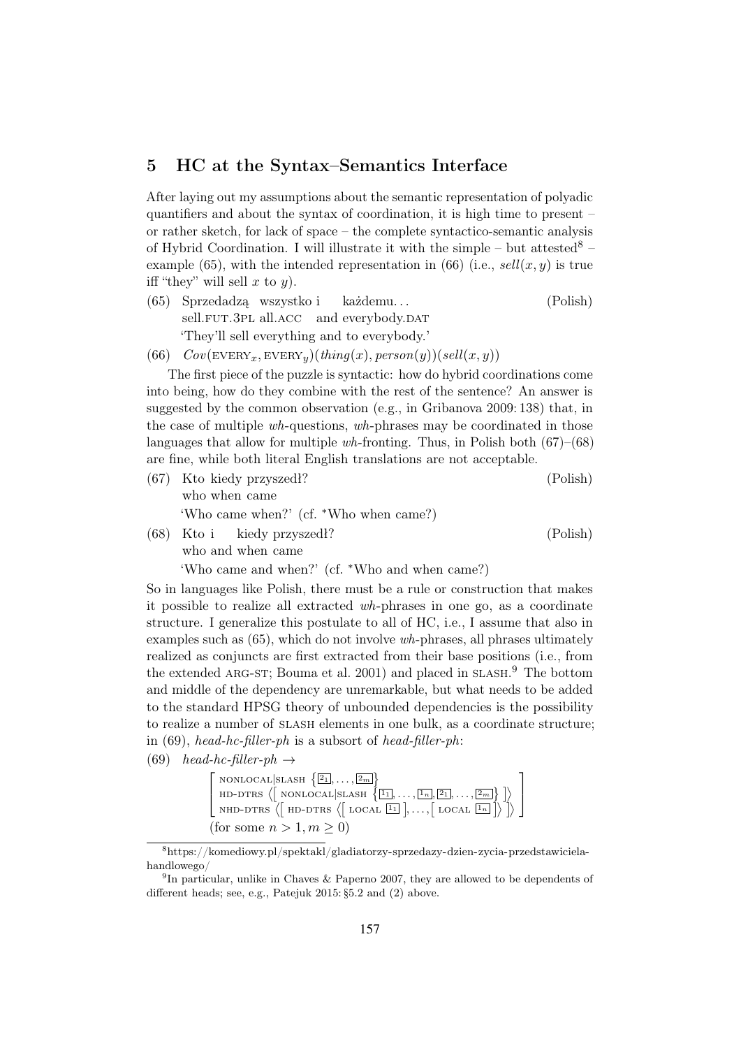## 5 HC at the Syntax–Semantics Interface

After laying out my assumptions about the semantic representation of polyadic quantifiers and about the syntax of coordination, it is high time to present – or rather sketch, for lack of space – the complete syntactico-semantic analysis of Hybrid Coordination. I will illustrate it with the simple – but attested[8] – example (65), with the intended representation in (66) (i.e., *sell*$(x, y)$ is true iff "they" will sell $x$ to $y$).

(65) Sprzedadzą wszystko i każdemu... (Polish)
sell.FUT.3PL all.ACC and everybody.DAT
'They'll sell everything and to everybody.'

(66) $Cov(\text{EVERY}_x, \text{EVERY}_y)(thing(x), person(y))(sell(x, y))$

The first piece of the puzzle is syntactic: how do hybrid coordinations come into being, how do they combine with the rest of the sentence? An answer is suggested by the common observation (e.g., in Gribanova 2009: 138) that, in the case of multiple *wh*-questions, *wh*-phrases may be coordinated in those languages that allow for multiple *wh*-fronting. Thus, in Polish both (67)–(68) are fine, while both literal English translations are not acceptable.

(67) Kto kiedy przyszedł? (Polish)
who when came
'Who came when?' (cf. *Who when came?)

(68) Kto i kiedy przyszedł? (Polish)
who and when came
'Who came and when?' (cf. *Who and when came?)

So in languages like Polish, there must be a rule or construction that makes it possible to realize all extracted *wh*-phrases in one go, as a coordinate structure. I generalize this postulate to all of HC, i.e., I assume that also in examples such as (65), which do not involve *wh*-phrases, all phrases ultimately realized as conjuncts are first extracted from their base positions (i.e., from the extended ARG-ST; Bouma et al. 2001) and placed in SLASH.[9] The bottom and middle of the dependency are unremarkable, but what needs to be added to the standard HPSG theory of unbounded dependencies is the possibility to realize a number of SLASH elements in one bulk, as a coordinate structure; in (69), *head-hc-filler-ph* is a subsort of *head-filler-ph*:

(69) *head-hc-filler-ph* →

$$\left[\begin{array}{l} \text{NONLOCAL}|\text{SLASH } \left\{\boxed{2_1}, \ldots, \boxed{2_m}\right\} \\ \text{HD-DTRS } \left\langle \left[ \text{ NONLOCAL}|\text{SLASH } \left\{\boxed{1_1}, \ldots, \boxed{1_n}, \boxed{2_1}, \ldots, \boxed{2_m}\right\} \right] \right\rangle \\ \text{NHD-DTRS } \left\langle \left[ \text{ HD-DTRS } \left\langle \left[ \text{ LOCAL } \boxed{1_1} \right], \ldots, \left[ \text{ LOCAL } \boxed{1_n} \right] \right\rangle \right] \right\rangle \end{array}\right]$$

(for some $n > 1, m \geq 0$)

[8] https://komediowy.pl/spektakl/gladiatorzy-sprzedazy-dzien-zycia-przedstawiciela-handlowego/

[9] In particular, unlike in Chaves & Paperno 2007, they are allowed to be dependents of different heads; see, e.g., Patejuk 2015: §5.2 and (2) above.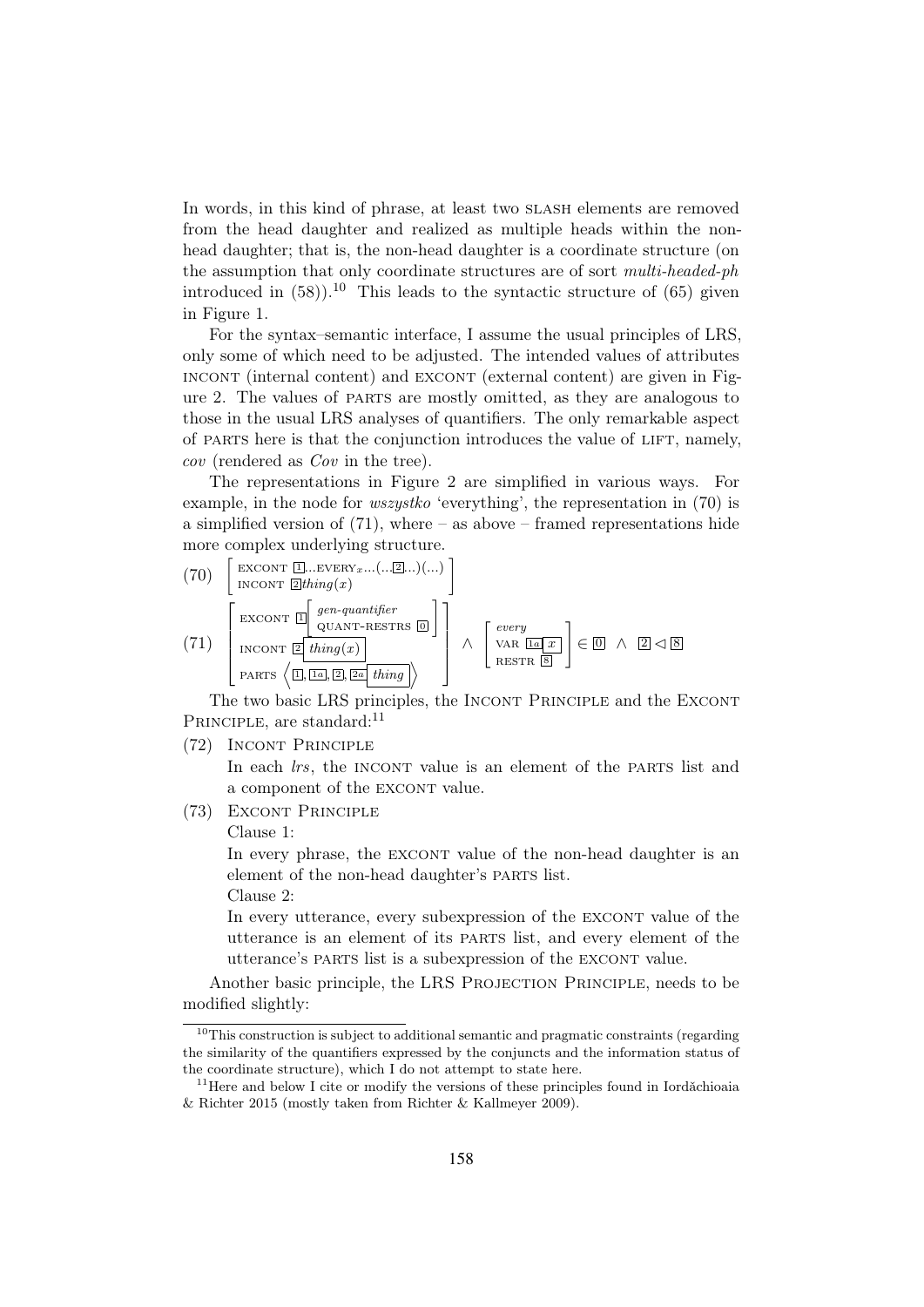In words, in this kind of phrase, at least two SLASH elements are removed from the head daughter and realized as multiple heads within the non-head daughter; that is, the non-head daughter is a coordinate structure (on the assumption that only coordinate structures are of sort *multi-headed-ph* introduced in (58)).[10] This leads to the syntactic structure of (65) given in Figure 1.

For the syntax–semantic interface, I assume the usual principles of LRS, only some of which need to be adjusted. The intended values of attributes INCONT (internal content) and EXCONT (external content) are given in Figure 2. The values of PARTS are mostly omitted, as they are analogous to those in the usual LRS analyses of quantifiers. The only remarkable aspect of PARTS here is that the conjunction introduces the value of LIFT, namely, *cov* (rendered as *Cov* in the tree).

The representations in Figure 2 are simplified in various ways. For example, in the node for *wszystko* 'everything', the representation in (70) is a simplified version of (71), where – as above – framed representations hide more complex underlying structure.

(70) $\begin{bmatrix} \text{EXCONT } \boxed{1} ...\text{EVERY}_x...(...\boxed{2}...)(...) \\ \text{INCONT } \boxed{2} \textit{thing}(x) \end{bmatrix}$

(71) $\begin{bmatrix} \text{EXCONT } \boxed{1} \begin{bmatrix} \textit{gen-quantifier} \\ \text{QUANT-RESTRS } \boxed{0} \end{bmatrix} \\ \text{INCONT } \boxed{2} \boxed{\textit{thing}(x)} \\ \text{PARTS } \left\langle \boxed{1}, \boxed{1a}, \boxed{2}, \boxed{2a} \boxed{\textit{thing}} \right\rangle \end{bmatrix} \wedge \begin{bmatrix} \textit{every} \\ \text{VAR } \boxed{1a} \boxed{x} \\ \text{RESTR } \boxed{8} \end{bmatrix} \in \boxed{0} \wedge \boxed{2} \triangleleft \boxed{8}$

The two basic LRS principles, the INCONT PRINCIPLE and the EXCONT PRINCIPLE, are standard:[11]

(72) INCONT PRINCIPLE

In each *lrs*, the INCONT value is an element of the PARTS list and a component of the EXCONT value.

(73) EXCONT PRINCIPLE

Clause 1:

In every phrase, the EXCONT value of the non-head daughter is an element of the non-head daughter's PARTS list.

Clause 2:

In every utterance, every subexpression of the EXCONT value of the utterance is an element of its PARTS list, and every element of the utterance's PARTS list is a subexpression of the EXCONT value.

Another basic principle, the LRS PROJECTION PRINCIPLE, needs to be modified slightly:

[10] This construction is subject to additional semantic and pragmatic constraints (regarding the similarity of the quantifiers expressed by the conjuncts and the information status of the coordinate structure), which I do not attempt to state here.

[11] Here and below I cite or modify the versions of these principles found in Iordăchioaia & Richter 2015 (mostly taken from Richter & Kallmeyer 2009).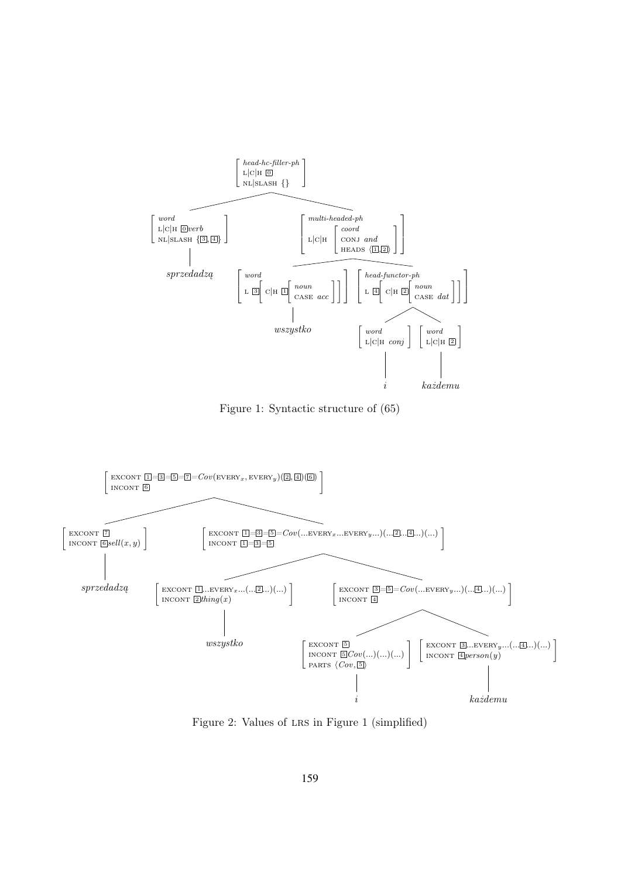Figure 1: Syntactic structure of (65)

Figure 2: Values of LRS in Figure 1 (simplified)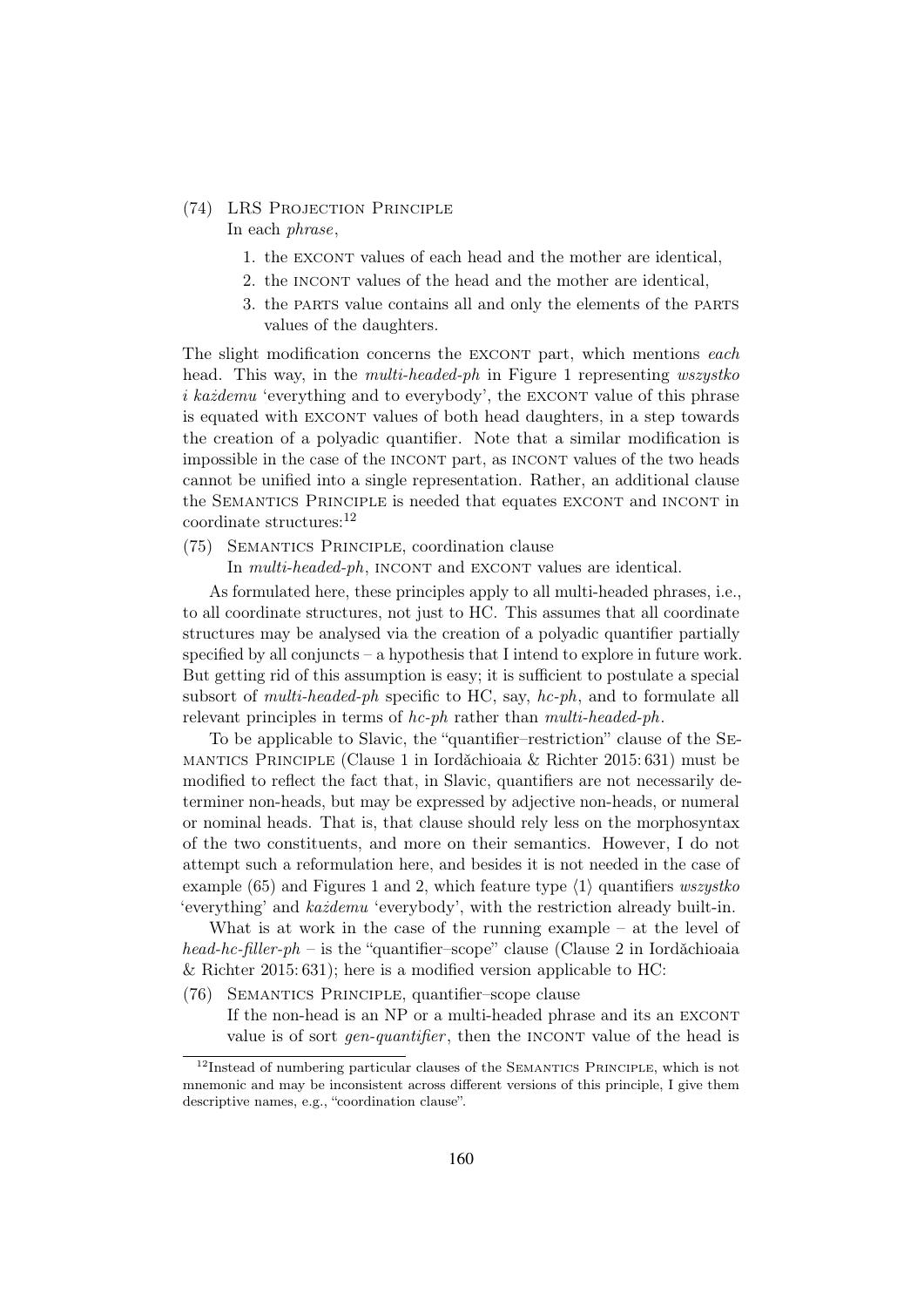(74) LRS Projection Principle
In each *phrase*,

1. the EXCONT values of each head and the mother are identical,
2. the INCONT values of the head and the mother are identical,
3. the PARTS value contains all and only the elements of the PARTS values of the daughters.

The slight modification concerns the EXCONT part, which mentions *each* head. This way, in the *multi-headed-ph* in Figure 1 representing *wszystko i każdemu* 'everything and to everybody', the EXCONT value of this phrase is equated with EXCONT values of both head daughters, in a step towards the creation of a polyadic quantifier. Note that a similar modification is impossible in the case of the INCONT part, as INCONT values of the two heads cannot be unified into a single representation. Rather, an additional clause the Semantics Principle is needed that equates EXCONT and INCONT in coordinate structures:[12]

(75) Semantics Principle, coordination clause
In *multi-headed-ph*, INCONT and EXCONT values are identical.

As formulated here, these principles apply to all multi-headed phrases, i.e., to all coordinate structures, not just to HC. This assumes that all coordinate structures may be analysed via the creation of a polyadic quantifier partially specified by all conjuncts – a hypothesis that I intend to explore in future work. But getting rid of this assumption is easy; it is sufficient to postulate a special subsort of *multi-headed-ph* specific to HC, say, *hc-ph*, and to formulate all relevant principles in terms of *hc-ph* rather than *multi-headed-ph*.

To be applicable to Slavic, the "quantifier–restriction" clause of the Semantics Principle (Clause 1 in Iordăchioaia & Richter 2015: 631) must be modified to reflect the fact that, in Slavic, quantifiers are not necessarily determiner non-heads, but may be expressed by adjective non-heads, or numeral or nominal heads. That is, that clause should rely less on the morphosyntax of the two constituents, and more on their semantics. However, I do not attempt such a reformulation here, and besides it is not needed in the case of example (65) and Figures 1 and 2, which feature type ⟨1⟩ quantifiers *wszystko* 'everything' and *każdemu* 'everybody', with the restriction already built-in.

What is at work in the case of the running example – at the level of *head-hc-filler-ph* – is the "quantifier–scope" clause (Clause 2 in Iordăchioaia & Richter 2015: 631); here is a modified version applicable to HC:

(76) Semantics Principle, quantifier–scope clause
If the non-head is an NP or a multi-headed phrase and its an EXCONT value is of sort *gen-quantifier*, then the INCONT value of the head is

[12] Instead of numbering particular clauses of the Semantics Principle, which is not mnemonic and may be inconsistent across different versions of this principle, I give them descriptive names, e.g., "coordination clause".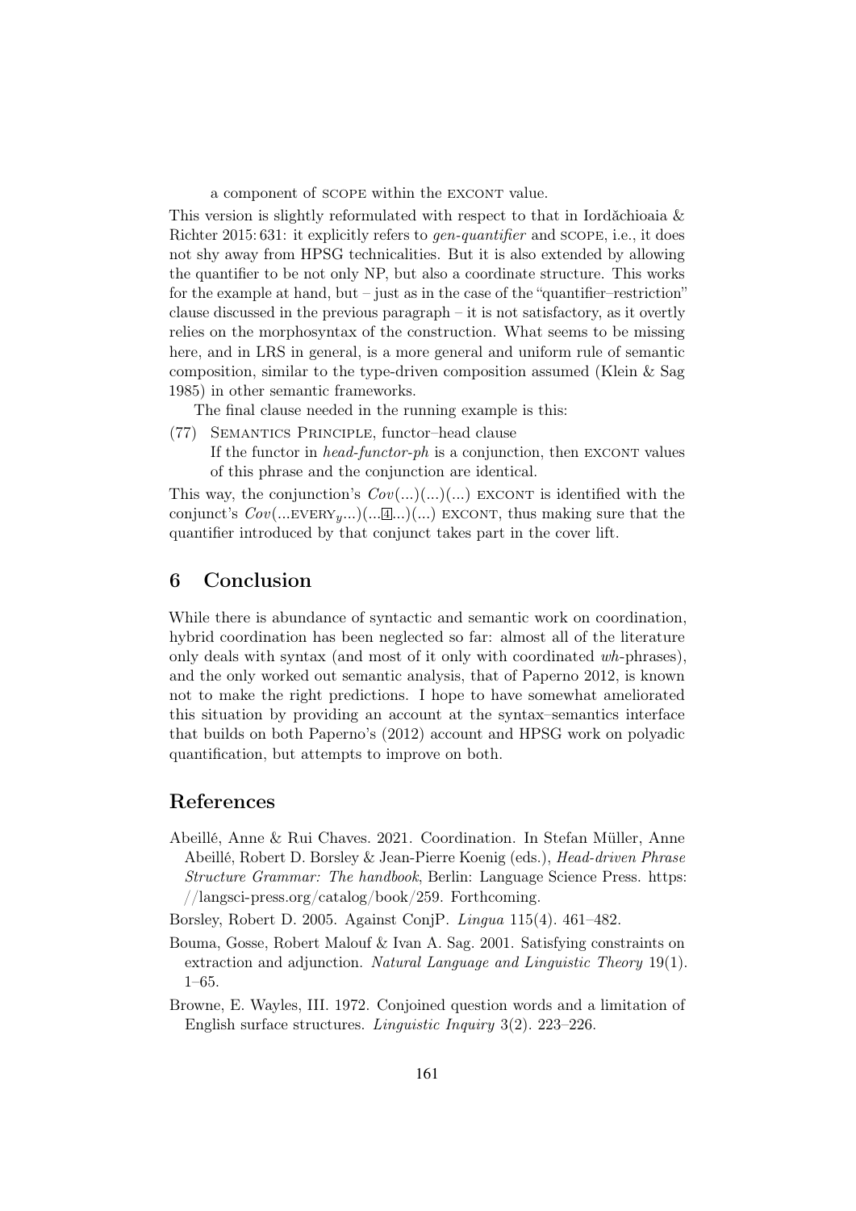a component of SCOPE within the EXCONT value.

This version is slightly reformulated with respect to that in Iordăchioaia & Richter 2015: 631: it explicitly refers to *gen-quantifier* and SCOPE, i.e., it does not shy away from HPSG technicalities. But it is also extended by allowing the quantifier to be not only NP, but also a coordinate structure. This works for the example at hand, but – just as in the case of the "quantifier–restriction" clause discussed in the previous paragraph – it is not satisfactory, as it overtly relies on the morphosyntax of the construction. What seems to be missing here, and in LRS in general, is a more general and uniform rule of semantic composition, similar to the type-driven composition assumed (Klein & Sag 1985) in other semantic frameworks.

The final clause needed in the running example is this:

(77) SEMANTICS PRINCIPLE, functor–head clause
If the functor in *head-functor-ph* is a conjunction, then EXCONT values of this phrase and the conjunction are identical.

This way, the conjunction's $Cov(...)(...)(...)$ EXCONT is identified with the conjunct's $Cov(...\text{EVERY}_y...)(...\boxed{4}...)(...)$ EXCONT, thus making sure that the quantifier introduced by that conjunct takes part in the cover lift.

## 6 Conclusion

While there is abundance of syntactic and semantic work on coordination, hybrid coordination has been neglected so far: almost all of the literature only deals with syntax (and most of it only with coordinated *wh*-phrases), and the only worked out semantic analysis, that of Paperno 2012, is known not to make the right predictions. I hope to have somewhat ameliorated this situation by providing an account at the syntax–semantics interface that builds on both Paperno's (2012) account and HPSG work on polyadic quantification, but attempts to improve on both.

## References

Abeillé, Anne & Rui Chaves. 2021. Coordination. In Stefan Müller, Anne Abeillé, Robert D. Borsley & Jean-Pierre Koenig (eds.), *Head-driven Phrase Structure Grammar: The handbook*, Berlin: Language Science Press. https://langsci-press.org/catalog/book/259. Forthcoming.

Borsley, Robert D. 2005. Against ConjP. *Lingua* 115(4). 461–482.

Bouma, Gosse, Robert Malouf & Ivan A. Sag. 2001. Satisfying constraints on extraction and adjunction. *Natural Language and Linguistic Theory* 19(1). 1–65.

Browne, E. Wayles, III. 1972. Conjoined question words and a limitation of English surface structures. *Linguistic Inquiry* 3(2). 223–226.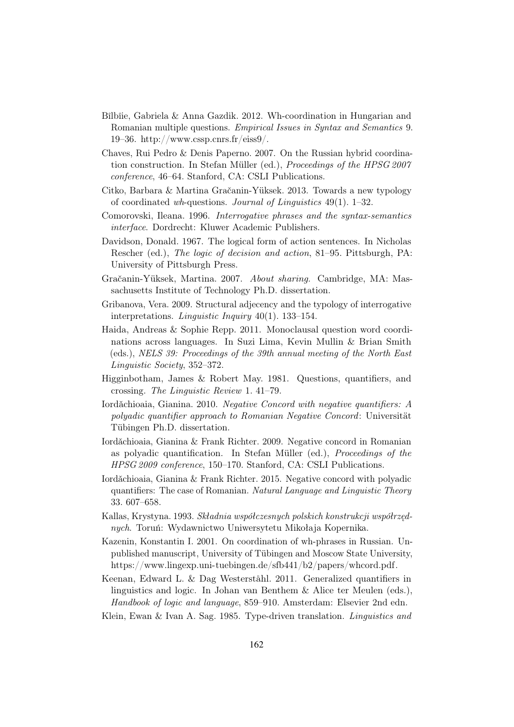Bîlbîie, Gabriela & Anna Gazdik. 2012. Wh-coordination in Hungarian and Romanian multiple questions. *Empirical Issues in Syntax and Semantics* 9. 19–36. http://www.cssp.cnrs.fr/eiss9/.

Chaves, Rui Pedro & Denis Paperno. 2007. On the Russian hybrid coordination construction. In Stefan Müller (ed.), *Proceedings of the HPSG 2007 conference*, 46–64. Stanford, CA: CSLI Publications.

Citko, Barbara & Martina Gračanin-Yüksek. 2013. Towards a new typology of coordinated *wh*-questions. *Journal of Linguistics* 49(1). 1–32.

Comorovski, Ileana. 1996. *Interrogative phrases and the syntax-semantics interface*. Dordrecht: Kluwer Academic Publishers.

Davidson, Donald. 1967. The logical form of action sentences. In Nicholas Rescher (ed.), *The logic of decision and action*, 81–95. Pittsburgh, PA: University of Pittsburgh Press.

Gračanin-Yüksek, Martina. 2007. *About sharing*. Cambridge, MA: Massachusetts Institute of Technology Ph.D. dissertation.

Gribanova, Vera. 2009. Structural adjecency and the typology of interrogative interpretations. *Linguistic Inquiry* 40(1). 133–154.

Haida, Andreas & Sophie Repp. 2011. Monoclausal question word coordinations across languages. In Suzi Lima, Kevin Mullin & Brian Smith (eds.), *NELS 39: Proceedings of the 39th annual meeting of the North East Linguistic Society*, 352–372.

Higginbotham, James & Robert May. 1981. Questions, quantifiers, and crossing. *The Linguistic Review* 1. 41–79.

Iordăchioaia, Gianina. 2010. *Negative Concord with negative quantifiers: A polyadic quantifier approach to Romanian Negative Concord*: Universität Tübingen Ph.D. dissertation.

Iordăchioaia, Gianina & Frank Richter. 2009. Negative concord in Romanian as polyadic quantification. In Stefan Müller (ed.), *Proceedings of the HPSG 2009 conference*, 150–170. Stanford, CA: CSLI Publications.

Iordăchioaia, Gianina & Frank Richter. 2015. Negative concord with polyadic quantifiers: The case of Romanian. *Natural Language and Linguistic Theory* 33. 607–658.

Kallas, Krystyna. 1993. *Składnia współczesnych polskich konstrukcji współrzędnych*. Toruń: Wydawnictwo Uniwersytetu Mikołaja Kopernika.

Kazenin, Konstantin I. 2001. On coordination of wh-phrases in Russian. Unpublished manuscript, University of Tübingen and Moscow State University, https://www.lingexp.uni-tuebingen.de/sfb441/b2/papers/whcord.pdf.

Keenan, Edward L. & Dag Westerståhl. 2011. Generalized quantifiers in linguistics and logic. In Johan van Benthem & Alice ter Meulen (eds.), *Handbook of logic and language*, 859–910. Amsterdam: Elsevier 2nd edn.

Klein, Ewan & Ivan A. Sag. 1985. Type-driven translation. *Linguistics and*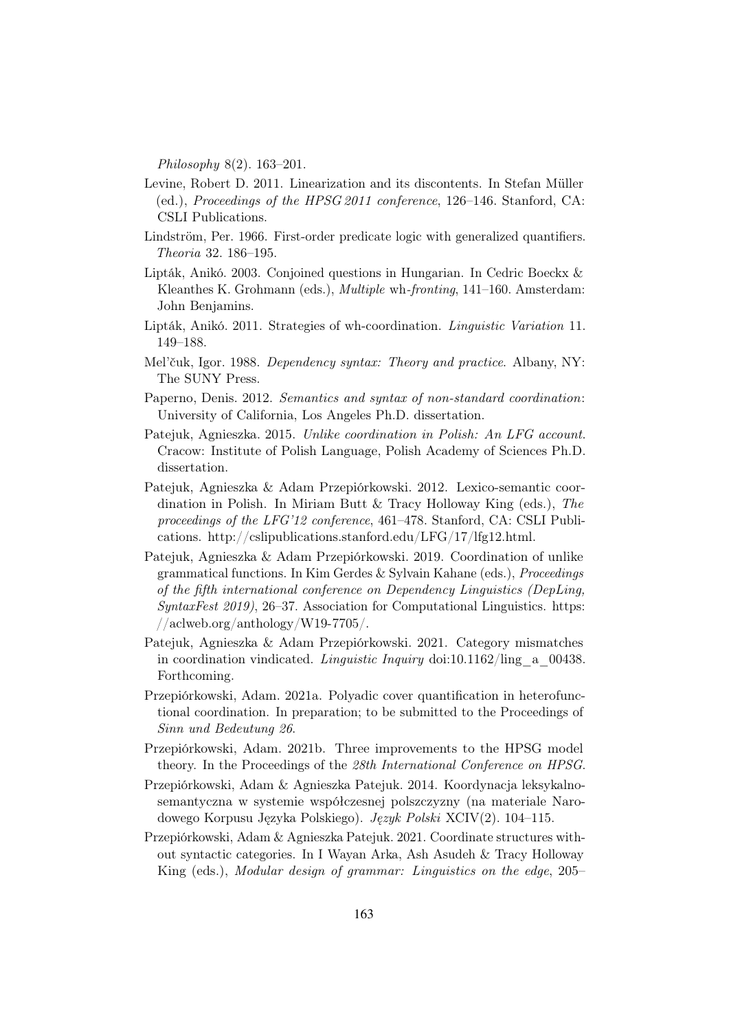*Philosophy* 8(2). 163–201.

Levine, Robert D. 2011. Linearization and its discontents. In Stefan Müller (ed.), *Proceedings of the HPSG 2011 conference*, 126–146. Stanford, CA: CSLI Publications.

Lindström, Per. 1966. First-order predicate logic with generalized quantifiers. *Theoria* 32. 186–195.

Lipták, Anikó. 2003. Conjoined questions in Hungarian. In Cedric Boeckx & Kleanthes K. Grohmann (eds.), *Multiple* wh*-fronting*, 141–160. Amsterdam: John Benjamins.

Lipták, Anikó. 2011. Strategies of wh-coordination. *Linguistic Variation* 11. 149–188.

Mel'čuk, Igor. 1988. *Dependency syntax: Theory and practice*. Albany, NY: The SUNY Press.

Paperno, Denis. 2012. *Semantics and syntax of non-standard coordination*: University of California, Los Angeles Ph.D. dissertation.

Patejuk, Agnieszka. 2015. *Unlike coordination in Polish: An LFG account*. Cracow: Institute of Polish Language, Polish Academy of Sciences Ph.D. dissertation.

Patejuk, Agnieszka & Adam Przepiórkowski. 2012. Lexico-semantic coordination in Polish. In Miriam Butt & Tracy Holloway King (eds.), *The proceedings of the LFG'12 conference*, 461–478. Stanford, CA: CSLI Publications. http://cslipublications.stanford.edu/LFG/17/lfg12.html.

Patejuk, Agnieszka & Adam Przepiórkowski. 2019. Coordination of unlike grammatical functions. In Kim Gerdes & Sylvain Kahane (eds.), *Proceedings of the fifth international conference on Dependency Linguistics (DepLing, SyntaxFest 2019)*, 26–37. Association for Computational Linguistics. https://aclweb.org/anthology/W19-7705/.

Patejuk, Agnieszka & Adam Przepiórkowski. 2021. Category mismatches in coordination vindicated. *Linguistic Inquiry* doi:10.1162/ling_a_00438. Forthcoming.

Przepiórkowski, Adam. 2021a. Polyadic cover quantification in heterofunctional coordination. In preparation; to be submitted to the Proceedings of *Sinn und Bedeutung 26*.

Przepiórkowski, Adam. 2021b. Three improvements to the HPSG model theory. In the Proceedings of the *28th International Conference on HPSG*.

Przepiórkowski, Adam & Agnieszka Patejuk. 2014. Koordynacja leksykalno-semantyczna w systemie współczesnej polszczyzny (na materiale Narodowego Korpusu Języka Polskiego). *Język Polski* XCIV(2). 104–115.

Przepiórkowski, Adam & Agnieszka Patejuk. 2021. Coordinate structures without syntactic categories. In I Wayan Arka, Ash Asudeh & Tracy Holloway King (eds.), *Modular design of grammar: Linguistics on the edge*, 205–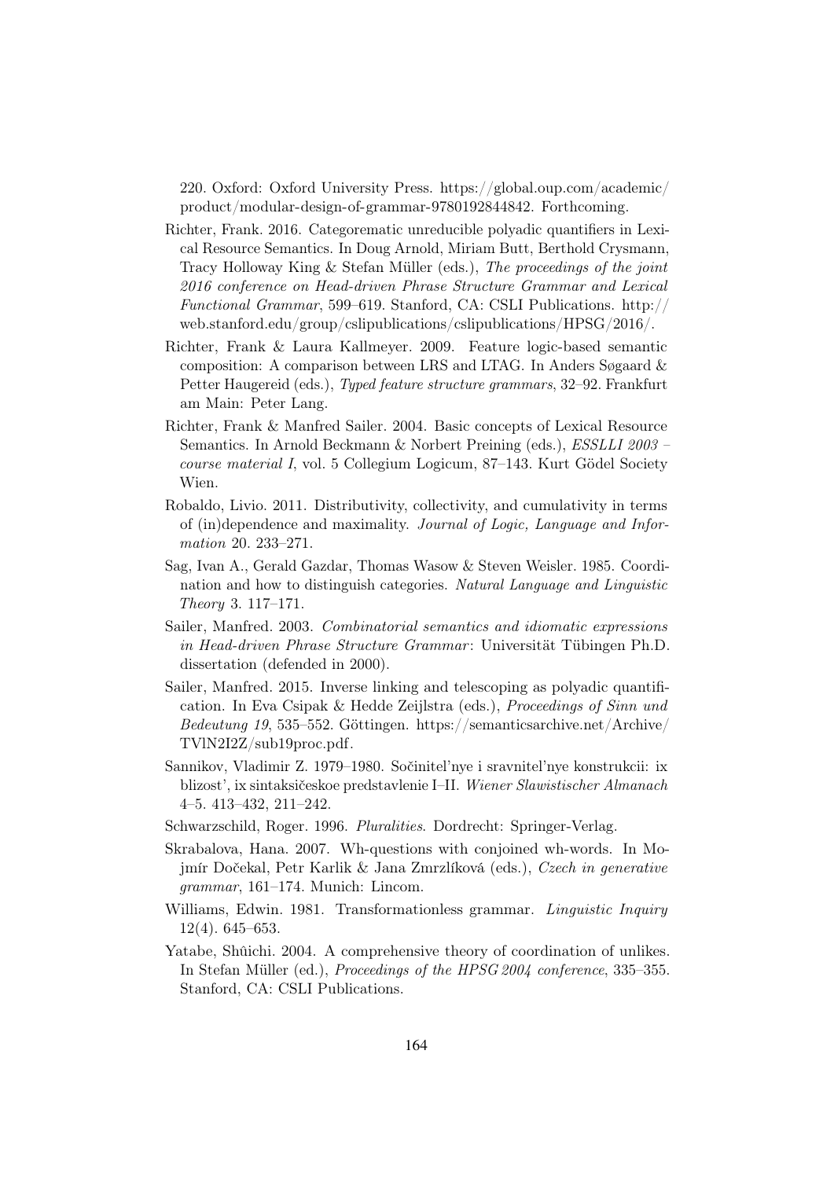220. Oxford: Oxford University Press. https://global.oup.com/academic/product/modular-design-of-grammar-9780192844842. Forthcoming.

Richter, Frank. 2016. Categorematic unreducible polyadic quantifiers in Lexical Resource Semantics. In Doug Arnold, Miriam Butt, Berthold Crysmann, Tracy Holloway King & Stefan Müller (eds.), *The proceedings of the joint 2016 conference on Head-driven Phrase Structure Grammar and Lexical Functional Grammar*, 599–619. Stanford, CA: CSLI Publications. http://web.stanford.edu/group/cslipublications/cslipublications/HPSG/2016/.

Richter, Frank & Laura Kallmeyer. 2009. Feature logic-based semantic composition: A comparison between LRS and LTAG. In Anders Søgaard & Petter Haugereid (eds.), *Typed feature structure grammars*, 32–92. Frankfurt am Main: Peter Lang.

Richter, Frank & Manfred Sailer. 2004. Basic concepts of Lexical Resource Semantics. In Arnold Beckmann & Norbert Preining (eds.), *ESSLLI 2003 – course material I*, vol. 5 Collegium Logicum, 87–143. Kurt Gödel Society Wien.

Robaldo, Livio. 2011. Distributivity, collectivity, and cumulativity in terms of (in)dependence and maximality. *Journal of Logic, Language and Information* 20. 233–271.

Sag, Ivan A., Gerald Gazdar, Thomas Wasow & Steven Weisler. 1985. Coordination and how to distinguish categories. *Natural Language and Linguistic Theory* 3. 117–171.

Sailer, Manfred. 2003. *Combinatorial semantics and idiomatic expressions in Head-driven Phrase Structure Grammar*: Universität Tübingen Ph.D. dissertation (defended in 2000).

Sailer, Manfred. 2015. Inverse linking and telescoping as polyadic quantification. In Eva Csipak & Hedde Zeijlstra (eds.), *Proceedings of Sinn und Bedeutung 19*, 535–552. Göttingen. https://semanticsarchive.net/Archive/TVlN2I2Z/sub19proc.pdf.

Sannikov, Vladimir Z. 1979–1980. Sočinitel'nye i sravnitel'nye konstrukcii: ix blizost', ix sintaksičeskoe predstavlenie I–II. *Wiener Slawistischer Almanach* 4–5. 413–432, 211–242.

Schwarzschild, Roger. 1996. *Pluralities*. Dordrecht: Springer-Verlag.

Skrabalova, Hana. 2007. Wh-questions with conjoined wh-words. In Mojmír Dočekal, Petr Karlik & Jana Zmrzlíková (eds.), *Czech in generative grammar*, 161–174. Munich: Lincom.

Williams, Edwin. 1981. Transformationless grammar. *Linguistic Inquiry* 12(4). 645–653.

Yatabe, Shûichi. 2004. A comprehensive theory of coordination of unlikes. In Stefan Müller (ed.), *Proceedings of the HPSG 2004 conference*, 335–355. Stanford, CA: CSLI Publications.